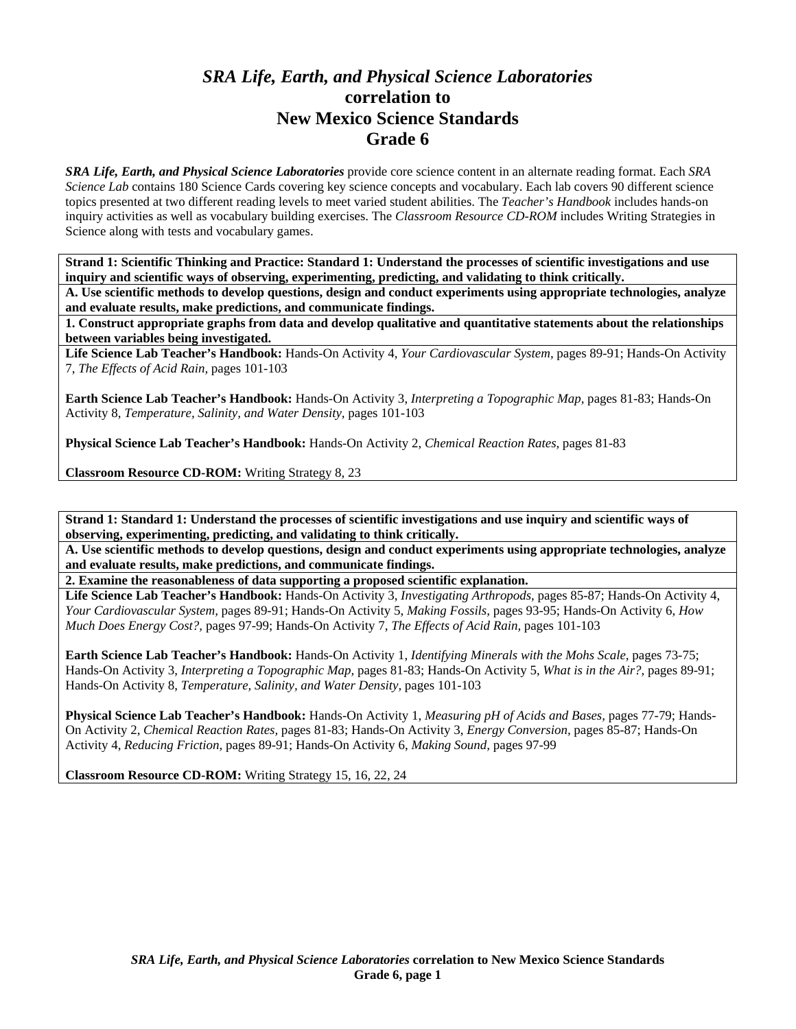# *SRA Life, Earth, and Physical Science Laboratories* correlation to New Mexico Science Standards Grade 6

***SRA Life, Earth, and Physical Science Laboratories*** provide core science content in an alternate reading format. Each *SRA Science Lab* contains 180 Science Cards covering key science concepts and vocabulary. Each lab covers 90 different science topics presented at two different reading levels to meet varied student abilities. The *Teacher's Handbook* includes hands-on inquiry activities as well as vocabulary building exercises. The *Classroom Resource CD-ROM* includes Writing Strategies in Science along with tests and vocabulary games.

**Strand 1: Scientific Thinking and Practice: Standard 1: Understand the processes of scientific investigations and use inquiry and scientific ways of observing, experimenting, predicting, and validating to think critically.**

**A. Use scientific methods to develop questions, design and conduct experiments using appropriate technologies, analyze and evaluate results, make predictions, and communicate findings.**

**1. Construct appropriate graphs from data and develop qualitative and quantitative statements about the relationships between variables being investigated.**

**Life Science Lab Teacher's Handbook:** Hands-On Activity 4, *Your Cardiovascular System,* pages 89-91; Hands-On Activity 7, *The Effects of Acid Rain,* pages 101-103

**Earth Science Lab Teacher's Handbook:** Hands-On Activity 3, *Interpreting a Topographic Map,* pages 81-83; Hands-On Activity 8, *Temperature, Salinity, and Water Density,* pages 101-103

**Physical Science Lab Teacher's Handbook:** Hands-On Activity 2, *Chemical Reaction Rates,* pages 81-83

**Classroom Resource CD-ROM:** Writing Strategy 8, 23

---

**Strand 1: Standard 1: Understand the processes of scientific investigations and use inquiry and scientific ways of observing, experimenting, predicting, and validating to think critically.**

**A. Use scientific methods to develop questions, design and conduct experiments using appropriate technologies, analyze and evaluate results, make predictions, and communicate findings.**

**2. Examine the reasonableness of data supporting a proposed scientific explanation.**

**Life Science Lab Teacher's Handbook:** Hands-On Activity 3, *Investigating Arthropods,* pages 85-87; Hands-On Activity 4, *Your Cardiovascular System,* pages 89-91; Hands-On Activity 5, *Making Fossils,* pages 93-95; Hands-On Activity 6, *How Much Does Energy Cost?,* pages 97-99; Hands-On Activity 7, *The Effects of Acid Rain,* pages 101-103

**Earth Science Lab Teacher's Handbook:** Hands-On Activity 1, *Identifying Minerals with the Mohs Scale,* pages 73-75; Hands-On Activity 3, *Interpreting a Topographic Map,* pages 81-83; Hands-On Activity 5, *What is in the Air?,* pages 89-91; Hands-On Activity 8, *Temperature, Salinity, and Water Density,* pages 101-103

**Physical Science Lab Teacher's Handbook:** Hands-On Activity 1, *Measuring pH of Acids and Bases,* pages 77-79; Hands-On Activity 2, *Chemical Reaction Rates,* pages 81-83; Hands-On Activity 3, *Energy Conversion,* pages 85-87; Hands-On Activity 4, *Reducing Friction,* pages 89-91; Hands-On Activity 6, *Making Sound,* pages 97-99

**Classroom Resource CD-ROM:** Writing Strategy 15, 16, 22, 24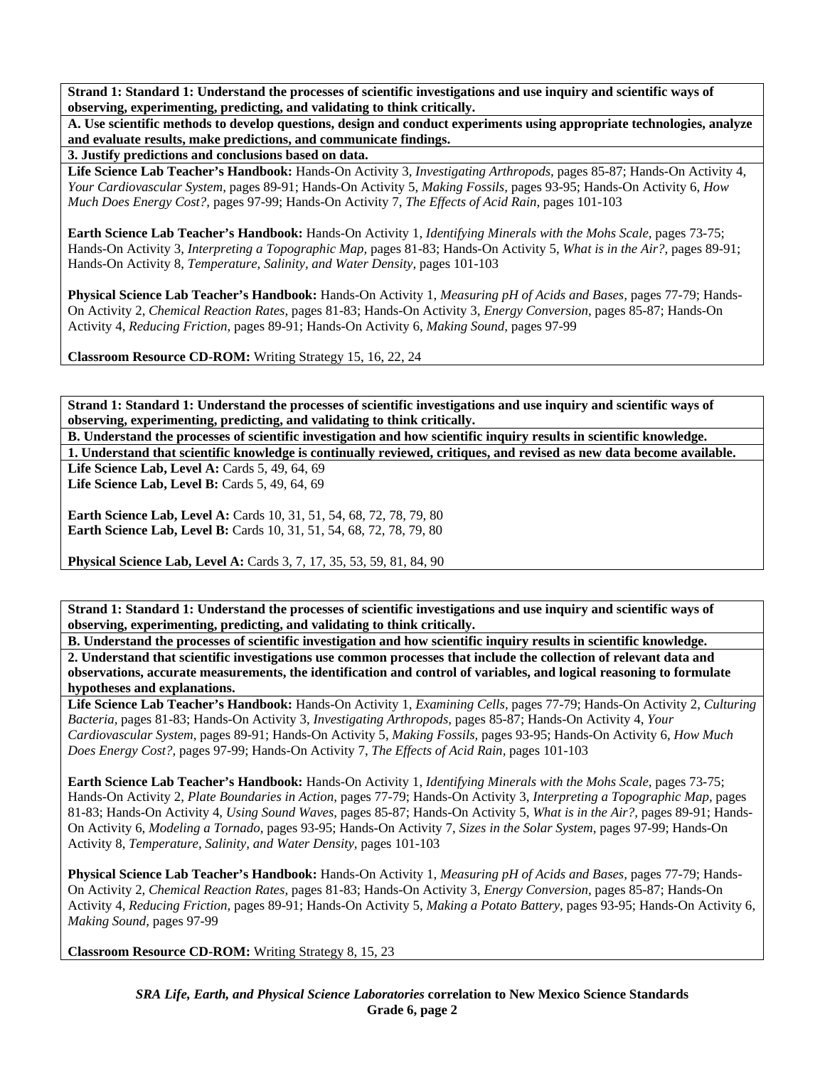**Strand 1: Standard 1: Understand the processes of scientific investigations and use inquiry and scientific ways of observing, experimenting, predicting, and validating to think critically.**

**A. Use scientific methods to develop questions, design and conduct experiments using appropriate technologies, analyze and evaluate results, make predictions, and communicate findings.**

**3. Justify predictions and conclusions based on data.**

**Life Science Lab Teacher's Handbook:** Hands-On Activity 3, *Investigating Arthropods,* pages 85-87; Hands-On Activity 4, *Your Cardiovascular System,* pages 89-91; Hands-On Activity 5, *Making Fossils,* pages 93-95; Hands-On Activity 6, *How Much Does Energy Cost?,* pages 97-99; Hands-On Activity 7, *The Effects of Acid Rain,* pages 101-103

**Earth Science Lab Teacher's Handbook:** Hands-On Activity 1, *Identifying Minerals with the Mohs Scale,* pages 73-75; Hands-On Activity 3, *Interpreting a Topographic Map,* pages 81-83; Hands-On Activity 5, *What is in the Air?,* pages 89-91; Hands-On Activity 8, *Temperature, Salinity, and Water Density,* pages 101-103

**Physical Science Lab Teacher's Handbook:** Hands-On Activity 1, *Measuring pH of Acids and Bases,* pages 77-79; Hands-On Activity 2, *Chemical Reaction Rates,* pages 81-83; Hands-On Activity 3, *Energy Conversion,* pages 85-87; Hands-On Activity 4, *Reducing Friction,* pages 89-91; Hands-On Activity 6, *Making Sound,* pages 97-99

**Classroom Resource CD-ROM:** Writing Strategy 15, 16, 22, 24

---

**Strand 1: Standard 1: Understand the processes of scientific investigations and use inquiry and scientific ways of observing, experimenting, predicting, and validating to think critically.**

**B. Understand the processes of scientific investigation and how scientific inquiry results in scientific knowledge.**

**1. Understand that scientific knowledge is continually reviewed, critiques, and revised as new data become available.**

**Life Science Lab, Level A:** Cards 5, 49, 64, 69
**Life Science Lab, Level B:** Cards 5, 49, 64, 69

**Earth Science Lab, Level A:** Cards 10, 31, 51, 54, 68, 72, 78, 79, 80
**Earth Science Lab, Level B:** Cards 10, 31, 51, 54, 68, 72, 78, 79, 80

**Physical Science Lab, Level A:** Cards 3, 7, 17, 35, 53, 59, 81, 84, 90

---

**Strand 1: Standard 1: Understand the processes of scientific investigations and use inquiry and scientific ways of observing, experimenting, predicting, and validating to think critically.**

**B. Understand the processes of scientific investigation and how scientific inquiry results in scientific knowledge.**

**2. Understand that scientific investigations use common processes that include the collection of relevant data and observations, accurate measurements, the identification and control of variables, and logical reasoning to formulate hypotheses and explanations.**

**Life Science Lab Teacher's Handbook:** Hands-On Activity 1, *Examining Cells,* pages 77-79; Hands-On Activity 2, *Culturing Bacteria,* pages 81-83; Hands-On Activity 3, *Investigating Arthropods,* pages 85-87; Hands-On Activity 4, *Your Cardiovascular System,* pages 89-91; Hands-On Activity 5, *Making Fossils,* pages 93-95; Hands-On Activity 6, *How Much Does Energy Cost?,* pages 97-99; Hands-On Activity 7, *The Effects of Acid Rain,* pages 101-103

**Earth Science Lab Teacher's Handbook:** Hands-On Activity 1, *Identifying Minerals with the Mohs Scale,* pages 73-75; Hands-On Activity 2, *Plate Boundaries in Action,* pages 77-79; Hands-On Activity 3, *Interpreting a Topographic Map,* pages 81-83; Hands-On Activity 4, *Using Sound Waves,* pages 85-87; Hands-On Activity 5, *What is in the Air?,* pages 89-91; Hands-On Activity 6, *Modeling a Tornado,* pages 93-95; Hands-On Activity 7, *Sizes in the Solar System,* pages 97-99; Hands-On Activity 8, *Temperature, Salinity, and Water Density,* pages 101-103

**Physical Science Lab Teacher's Handbook:** Hands-On Activity 1, *Measuring pH of Acids and Bases,* pages 77-79; Hands-On Activity 2, *Chemical Reaction Rates,* pages 81-83; Hands-On Activity 3, *Energy Conversion,* pages 85-87; Hands-On Activity 4, *Reducing Friction,* pages 89-91; Hands-On Activity 5, *Making a Potato Battery,* pages 93-95; Hands-On Activity 6, *Making Sound,* pages 97-99

**Classroom Resource CD-ROM:** Writing Strategy 8, 15, 23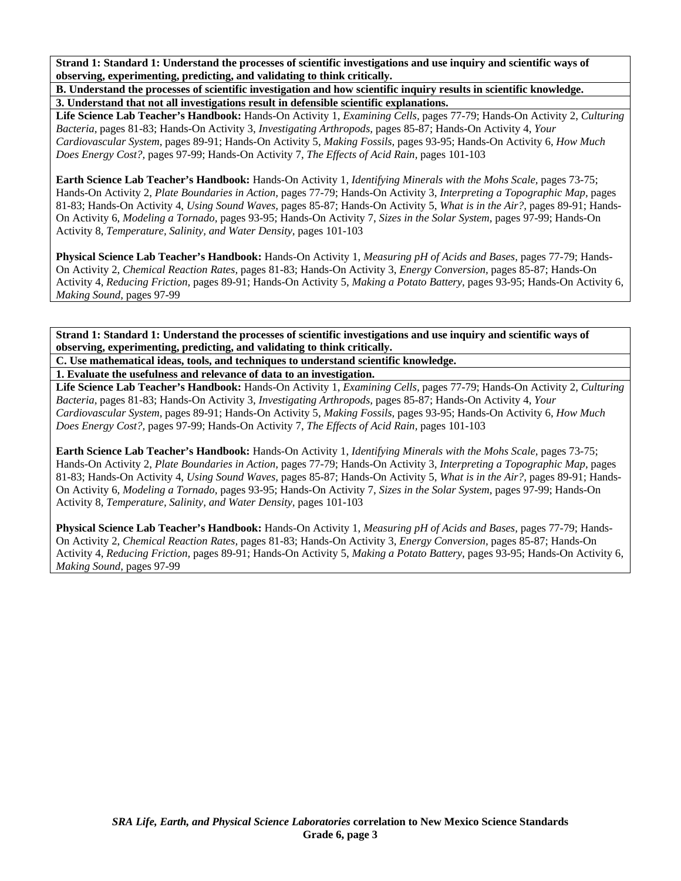**Strand 1: Standard 1: Understand the processes of scientific investigations and use inquiry and scientific ways of observing, experimenting, predicting, and validating to think critically.**

**B. Understand the processes of scientific investigation and how scientific inquiry results in scientific knowledge.**

**3. Understand that not all investigations result in defensible scientific explanations.**

**Life Science Lab Teacher's Handbook:** Hands-On Activity 1, *Examining Cells,* pages 77-79; Hands-On Activity 2, *Culturing Bacteria,* pages 81-83; Hands-On Activity 3, *Investigating Arthropods,* pages 85-87; Hands-On Activity 4, *Your Cardiovascular System,* pages 89-91; Hands-On Activity 5, *Making Fossils,* pages 93-95; Hands-On Activity 6, *How Much Does Energy Cost?,* pages 97-99; Hands-On Activity 7, *The Effects of Acid Rain,* pages 101-103

**Earth Science Lab Teacher's Handbook:** Hands-On Activity 1, *Identifying Minerals with the Mohs Scale,* pages 73-75; Hands-On Activity 2, *Plate Boundaries in Action,* pages 77-79; Hands-On Activity 3, *Interpreting a Topographic Map,* pages 81-83; Hands-On Activity 4, *Using Sound Waves,* pages 85-87; Hands-On Activity 5, *What is in the Air?,* pages 89-91; Hands-On Activity 6, *Modeling a Tornado,* pages 93-95; Hands-On Activity 7, *Sizes in the Solar System,* pages 97-99; Hands-On Activity 8, *Temperature, Salinity, and Water Density,* pages 101-103

**Physical Science Lab Teacher's Handbook:** Hands-On Activity 1, *Measuring pH of Acids and Bases,* pages 77-79; Hands-On Activity 2, *Chemical Reaction Rates,* pages 81-83; Hands-On Activity 3, *Energy Conversion,* pages 85-87; Hands-On Activity 4, *Reducing Friction,* pages 89-91; Hands-On Activity 5, *Making a Potato Battery,* pages 93-95; Hands-On Activity 6, *Making Sound,* pages 97-99

**Strand 1: Standard 1: Understand the processes of scientific investigations and use inquiry and scientific ways of observing, experimenting, predicting, and validating to think critically.**

**C. Use mathematical ideas, tools, and techniques to understand scientific knowledge.**

**1. Evaluate the usefulness and relevance of data to an investigation.**

**Life Science Lab Teacher's Handbook:** Hands-On Activity 1, *Examining Cells,* pages 77-79; Hands-On Activity 2, *Culturing Bacteria,* pages 81-83; Hands-On Activity 3, *Investigating Arthropods,* pages 85-87; Hands-On Activity 4, *Your Cardiovascular System,* pages 89-91; Hands-On Activity 5, *Making Fossils,* pages 93-95; Hands-On Activity 6, *How Much Does Energy Cost?,* pages 97-99; Hands-On Activity 7, *The Effects of Acid Rain,* pages 101-103

**Earth Science Lab Teacher's Handbook:** Hands-On Activity 1, *Identifying Minerals with the Mohs Scale,* pages 73-75; Hands-On Activity 2, *Plate Boundaries in Action,* pages 77-79; Hands-On Activity 3, *Interpreting a Topographic Map,* pages 81-83; Hands-On Activity 4, *Using Sound Waves,* pages 85-87; Hands-On Activity 5, *What is in the Air?,* pages 89-91; Hands-On Activity 6, *Modeling a Tornado,* pages 93-95; Hands-On Activity 7, *Sizes in the Solar System,* pages 97-99; Hands-On Activity 8, *Temperature, Salinity, and Water Density,* pages 101-103

**Physical Science Lab Teacher's Handbook:** Hands-On Activity 1, *Measuring pH of Acids and Bases,* pages 77-79; Hands-On Activity 2, *Chemical Reaction Rates,* pages 81-83; Hands-On Activity 3, *Energy Conversion,* pages 85-87; Hands-On Activity 4, *Reducing Friction,* pages 89-91; Hands-On Activity 5, *Making a Potato Battery,* pages 93-95; Hands-On Activity 6, *Making Sound,* pages 97-99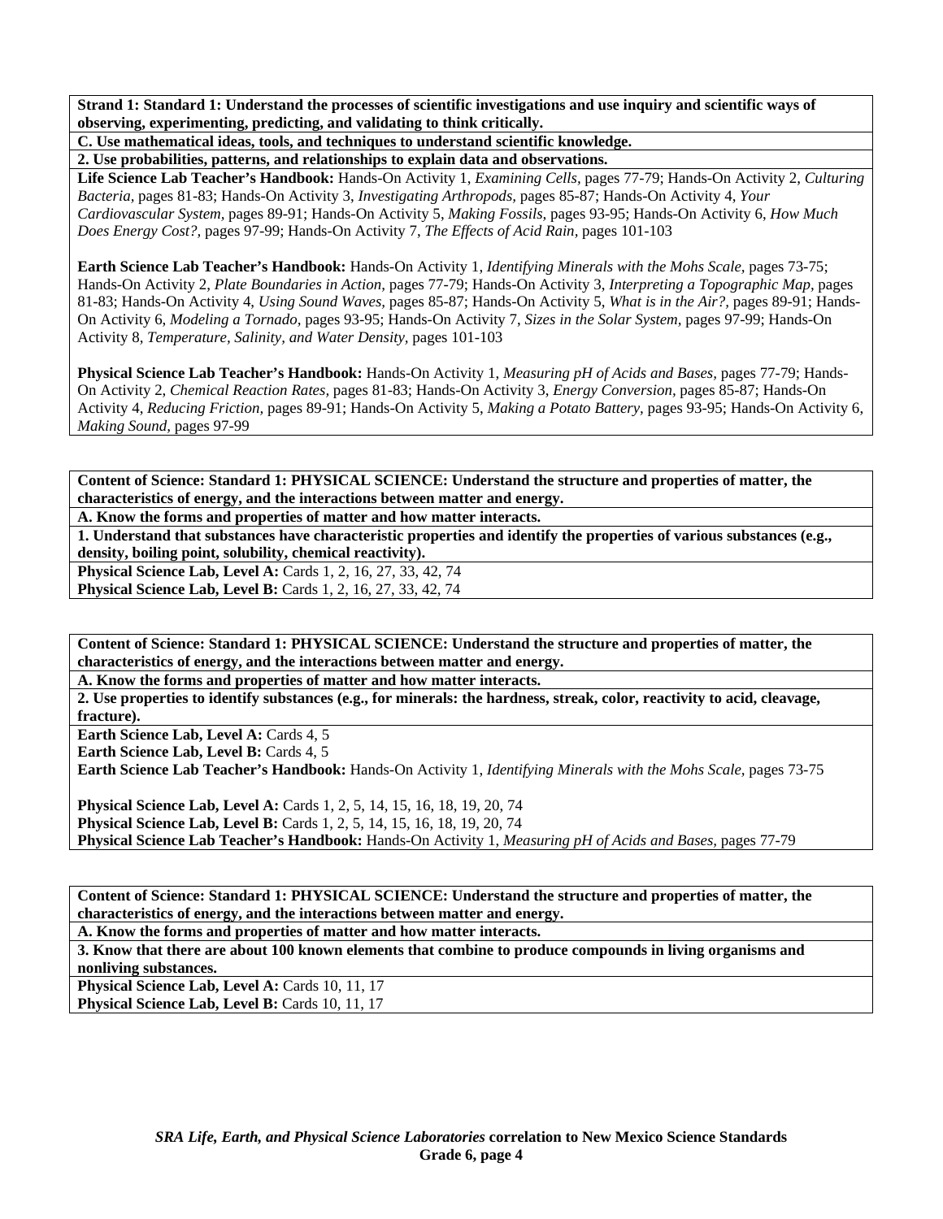**Strand 1: Standard 1: Understand the processes of scientific investigations and use inquiry and scientific ways of observing, experimenting, predicting, and validating to think critically.**

**C. Use mathematical ideas, tools, and techniques to understand scientific knowledge.**

**2. Use probabilities, patterns, and relationships to explain data and observations.**

**Life Science Lab Teacher's Handbook:** Hands-On Activity 1, *Examining Cells,* pages 77-79; Hands-On Activity 2, *Culturing Bacteria,* pages 81-83; Hands-On Activity 3, *Investigating Arthropods,* pages 85-87; Hands-On Activity 4, *Your Cardiovascular System,* pages 89-91; Hands-On Activity 5, *Making Fossils,* pages 93-95; Hands-On Activity 6, *How Much Does Energy Cost?,* pages 97-99; Hands-On Activity 7, *The Effects of Acid Rain,* pages 101-103

**Earth Science Lab Teacher's Handbook:** Hands-On Activity 1, *Identifying Minerals with the Mohs Scale,* pages 73-75; Hands-On Activity 2, *Plate Boundaries in Action,* pages 77-79; Hands-On Activity 3, *Interpreting a Topographic Map,* pages 81-83; Hands-On Activity 4, *Using Sound Waves,* pages 85-87; Hands-On Activity 5, *What is in the Air?,* pages 89-91; Hands-On Activity 6, *Modeling a Tornado,* pages 93-95; Hands-On Activity 7, *Sizes in the Solar System,* pages 97-99; Hands-On Activity 8, *Temperature, Salinity, and Water Density,* pages 101-103

**Physical Science Lab Teacher's Handbook:** Hands-On Activity 1, *Measuring pH of Acids and Bases,* pages 77-79; Hands-On Activity 2, *Chemical Reaction Rates,* pages 81-83; Hands-On Activity 3, *Energy Conversion,* pages 85-87; Hands-On Activity 4, *Reducing Friction,* pages 89-91; Hands-On Activity 5, *Making a Potato Battery,* pages 93-95; Hands-On Activity 6, *Making Sound,* pages 97-99

---

**Content of Science: Standard 1: PHYSICAL SCIENCE: Understand the structure and properties of matter, the characteristics of energy, and the interactions between matter and energy.**

**A. Know the forms and properties of matter and how matter interacts.**

**1. Understand that substances have characteristic properties and identify the properties of various substances (e.g., density, boiling point, solubility, chemical reactivity).**

**Physical Science Lab, Level A:** Cards 1, 2, 16, 27, 33, 42, 74
**Physical Science Lab, Level B:** Cards 1, 2, 16, 27, 33, 42, 74

---

**Content of Science: Standard 1: PHYSICAL SCIENCE: Understand the structure and properties of matter, the characteristics of energy, and the interactions between matter and energy.**

**A. Know the forms and properties of matter and how matter interacts.**

**2. Use properties to identify substances (e.g., for minerals: the hardness, streak, color, reactivity to acid, cleavage, fracture).**

**Earth Science Lab, Level A:** Cards 4, 5
**Earth Science Lab, Level B:** Cards 4, 5
**Earth Science Lab Teacher's Handbook:** Hands-On Activity 1, *Identifying Minerals with the Mohs Scale,* pages 73-75

**Physical Science Lab, Level A:** Cards 1, 2, 5, 14, 15, 16, 18, 19, 20, 74
**Physical Science Lab, Level B:** Cards 1, 2, 5, 14, 15, 16, 18, 19, 20, 74
**Physical Science Lab Teacher's Handbook:** Hands-On Activity 1, *Measuring pH of Acids and Bases,* pages 77-79

---

**Content of Science: Standard 1: PHYSICAL SCIENCE: Understand the structure and properties of matter, the characteristics of energy, and the interactions between matter and energy.**

**A. Know the forms and properties of matter and how matter interacts.**

**3. Know that there are about 100 known elements that combine to produce compounds in living organisms and nonliving substances.**

**Physical Science Lab, Level A:** Cards 10, 11, 17
**Physical Science Lab, Level B:** Cards 10, 11, 17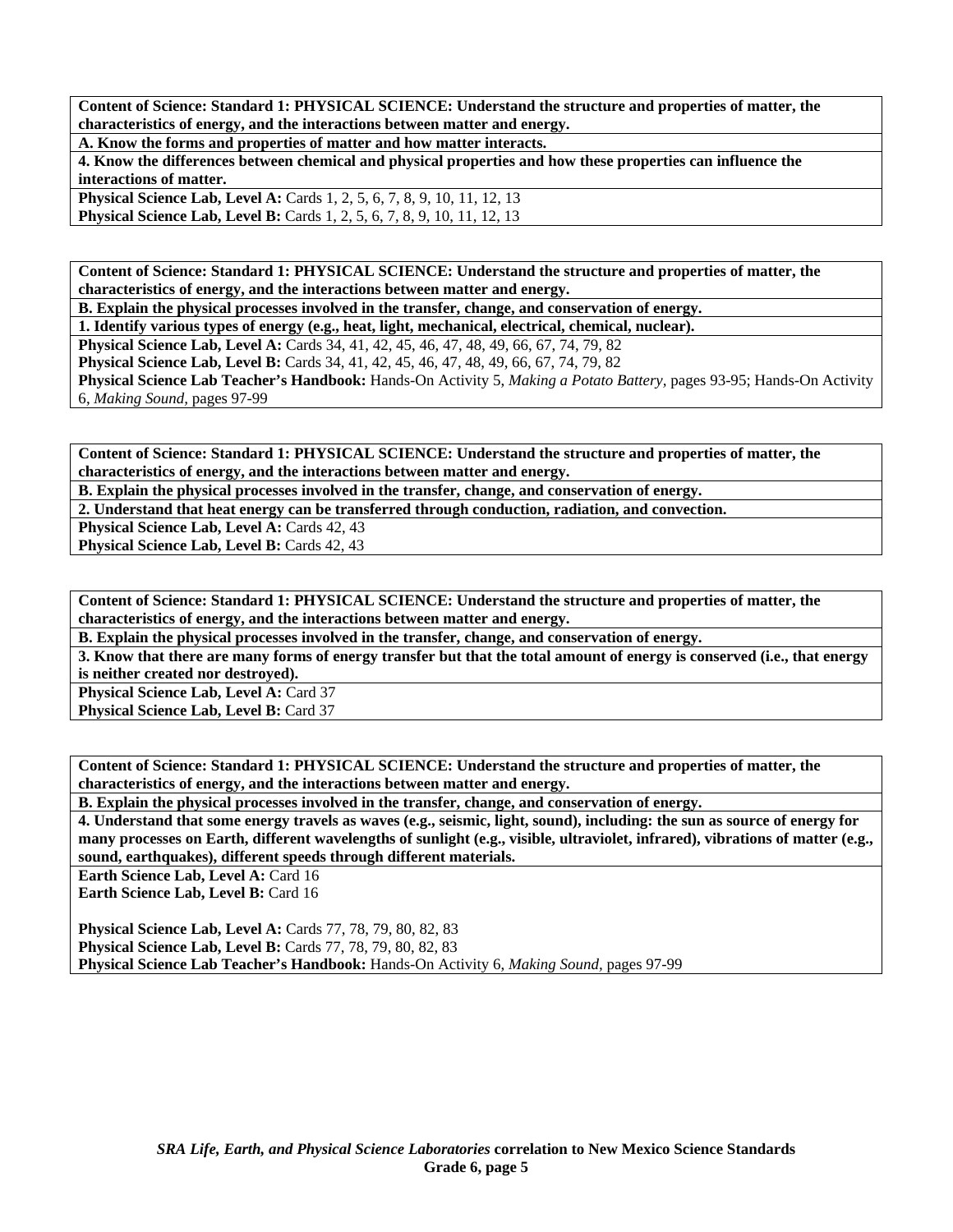**Content of Science: Standard 1: PHYSICAL SCIENCE: Understand the structure and properties of matter, the characteristics of energy, and the interactions between matter and energy.**

**A. Know the forms and properties of matter and how matter interacts.**

**4. Know the differences between chemical and physical properties and how these properties can influence the interactions of matter.**

**Physical Science Lab, Level A:** Cards 1, 2, 5, 6, 7, 8, 9, 10, 11, 12, 13
**Physical Science Lab, Level B:** Cards 1, 2, 5, 6, 7, 8, 9, 10, 11, 12, 13

**Content of Science: Standard 1: PHYSICAL SCIENCE: Understand the structure and properties of matter, the characteristics of energy, and the interactions between matter and energy.**

**B. Explain the physical processes involved in the transfer, change, and conservation of energy.**

**1. Identify various types of energy (e.g., heat, light, mechanical, electrical, chemical, nuclear).**

**Physical Science Lab, Level A:** Cards 34, 41, 42, 45, 46, 47, 48, 49, 66, 67, 74, 79, 82
**Physical Science Lab, Level B:** Cards 34, 41, 42, 45, 46, 47, 48, 49, 66, 67, 74, 79, 82
**Physical Science Lab Teacher's Handbook:** Hands-On Activity 5, *Making a Potato Battery,* pages 93-95; Hands-On Activity 6, *Making Sound,* pages 97-99

**Content of Science: Standard 1: PHYSICAL SCIENCE: Understand the structure and properties of matter, the characteristics of energy, and the interactions between matter and energy.**

**B. Explain the physical processes involved in the transfer, change, and conservation of energy.**

**2. Understand that heat energy can be transferred through conduction, radiation, and convection.**

**Physical Science Lab, Level A:** Cards 42, 43
**Physical Science Lab, Level B:** Cards 42, 43

**Content of Science: Standard 1: PHYSICAL SCIENCE: Understand the structure and properties of matter, the characteristics of energy, and the interactions between matter and energy.**

**B. Explain the physical processes involved in the transfer, change, and conservation of energy.**

**3. Know that there are many forms of energy transfer but that the total amount of energy is conserved (i.e., that energy is neither created nor destroyed).**

**Physical Science Lab, Level A:** Card 37
**Physical Science Lab, Level B:** Card 37

**Content of Science: Standard 1: PHYSICAL SCIENCE: Understand the structure and properties of matter, the characteristics of energy, and the interactions between matter and energy.**

**B. Explain the physical processes involved in the transfer, change, and conservation of energy.**

**4. Understand that some energy travels as waves (e.g., seismic, light, sound), including: the sun as source of energy for many processes on Earth, different wavelengths of sunlight (e.g., visible, ultraviolet, infrared), vibrations of matter (e.g., sound, earthquakes), different speeds through different materials.**

**Earth Science Lab, Level A:** Card 16
**Earth Science Lab, Level B:** Card 16

**Physical Science Lab, Level A:** Cards 77, 78, 79, 80, 82, 83
**Physical Science Lab, Level B:** Cards 77, 78, 79, 80, 82, 83
**Physical Science Lab Teacher's Handbook:** Hands-On Activity 6, *Making Sound,* pages 97-99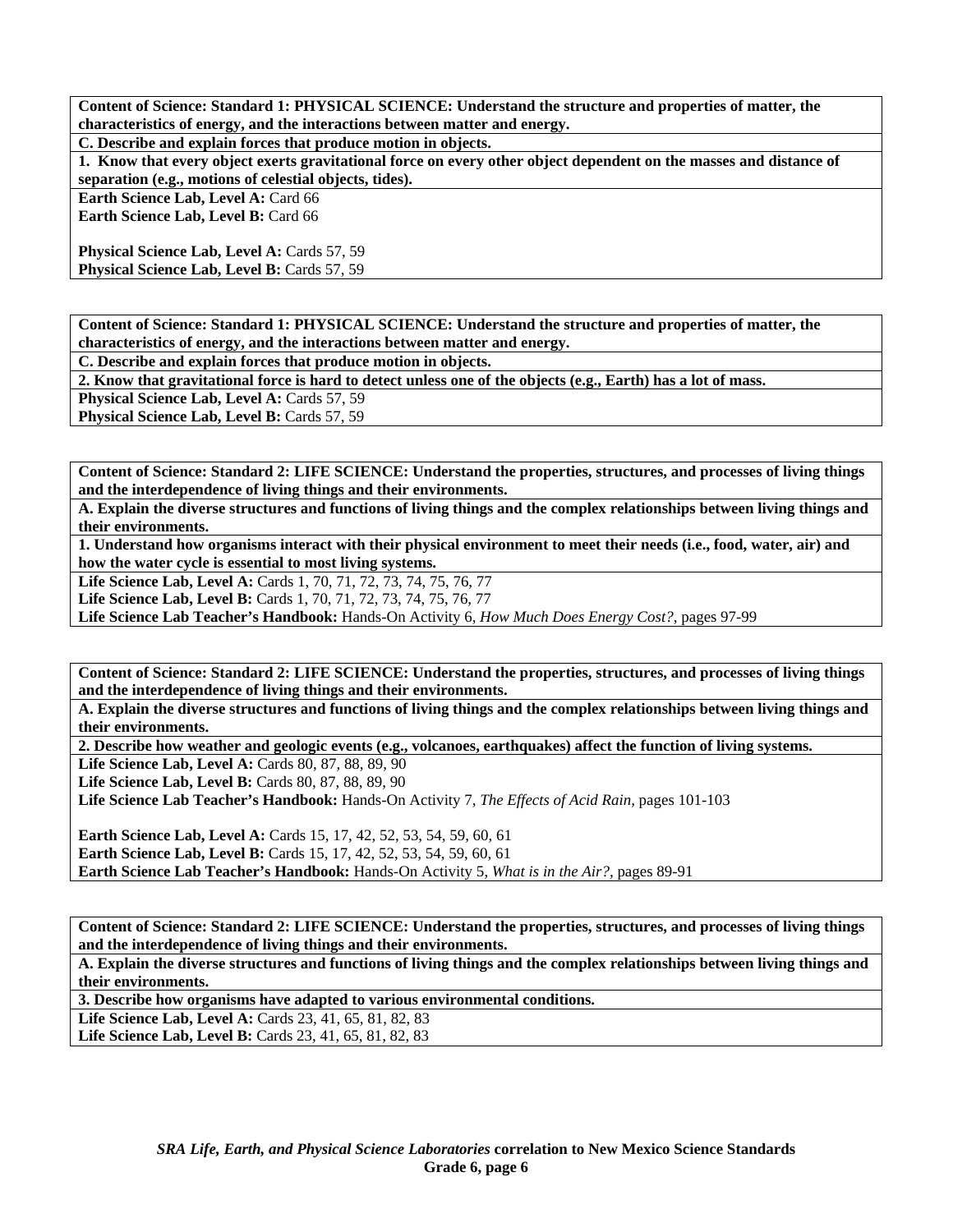**Content of Science: Standard 1: PHYSICAL SCIENCE: Understand the structure and properties of matter, the characteristics of energy, and the interactions between matter and energy.**

**C. Describe and explain forces that produce motion in objects.**

**1. Know that every object exerts gravitational force on every other object dependent on the masses and distance of separation (e.g., motions of celestial objects, tides).**

**Earth Science Lab, Level A:** Card 66
**Earth Science Lab, Level B:** Card 66

**Physical Science Lab, Level A:** Cards 57, 59
**Physical Science Lab, Level B:** Cards 57, 59

---

**Content of Science: Standard 1: PHYSICAL SCIENCE: Understand the structure and properties of matter, the characteristics of energy, and the interactions between matter and energy.**

**C. Describe and explain forces that produce motion in objects.**

**2. Know that gravitational force is hard to detect unless one of the objects (e.g., Earth) has a lot of mass.**

**Physical Science Lab, Level A:** Cards 57, 59
**Physical Science Lab, Level B:** Cards 57, 59

---

**Content of Science: Standard 2: LIFE SCIENCE: Understand the properties, structures, and processes of living things and the interdependence of living things and their environments.**

**A. Explain the diverse structures and functions of living things and the complex relationships between living things and their environments.**

**1. Understand how organisms interact with their physical environment to meet their needs (i.e., food, water, air) and how the water cycle is essential to most living systems.**

**Life Science Lab, Level A:** Cards 1, 70, 71, 72, 73, 74, 75, 76, 77
**Life Science Lab, Level B:** Cards 1, 70, 71, 72, 73, 74, 75, 76, 77
**Life Science Lab Teacher's Handbook:** Hands-On Activity 6, *How Much Does Energy Cost?*, pages 97-99

---

**Content of Science: Standard 2: LIFE SCIENCE: Understand the properties, structures, and processes of living things and the interdependence of living things and their environments.**

**A. Explain the diverse structures and functions of living things and the complex relationships between living things and their environments.**

**2. Describe how weather and geologic events (e.g., volcanoes, earthquakes) affect the function of living systems.**

**Life Science Lab, Level A:** Cards 80, 87, 88, 89, 90
**Life Science Lab, Level B:** Cards 80, 87, 88, 89, 90
**Life Science Lab Teacher's Handbook:** Hands-On Activity 7, *The Effects of Acid Rain*, pages 101-103

**Earth Science Lab, Level A:** Cards 15, 17, 42, 52, 53, 54, 59, 60, 61
**Earth Science Lab, Level B:** Cards 15, 17, 42, 52, 53, 54, 59, 60, 61
**Earth Science Lab Teacher's Handbook:** Hands-On Activity 5, *What is in the Air?*, pages 89-91

---

**Content of Science: Standard 2: LIFE SCIENCE: Understand the properties, structures, and processes of living things and the interdependence of living things and their environments.**

**A. Explain the diverse structures and functions of living things and the complex relationships between living things and their environments.**

**3. Describe how organisms have adapted to various environmental conditions.**

**Life Science Lab, Level A:** Cards 23, 41, 65, 81, 82, 83
**Life Science Lab, Level B:** Cards 23, 41, 65, 81, 82, 83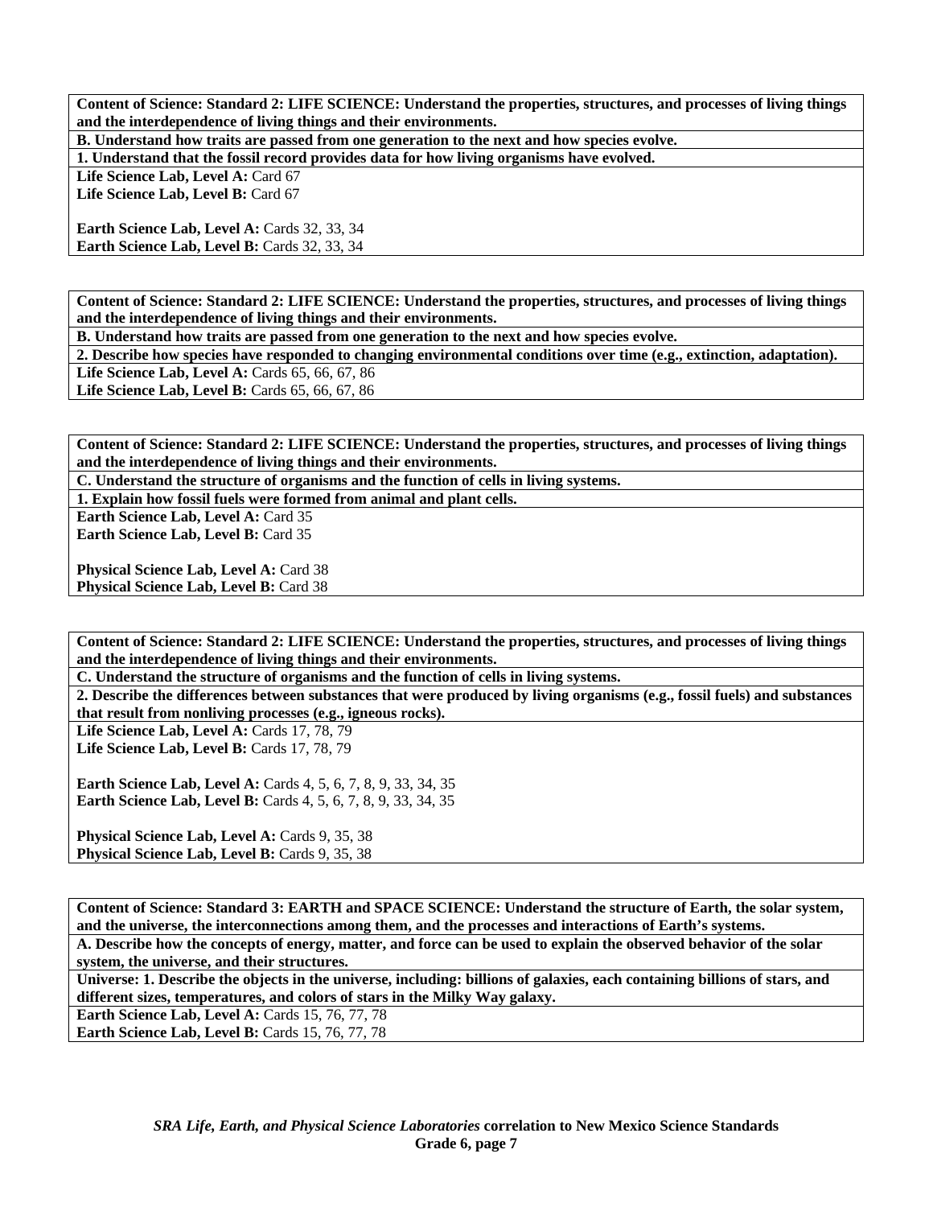**Content of Science: Standard 2: LIFE SCIENCE: Understand the properties, structures, and processes of living things and the interdependence of living things and their environments.**

**B. Understand how traits are passed from one generation to the next and how species evolve.**

**1. Understand that the fossil record provides data for how living organisms have evolved.**

**Life Science Lab, Level A:** Card 67
**Life Science Lab, Level B:** Card 67

**Earth Science Lab, Level A:** Cards 32, 33, 34
**Earth Science Lab, Level B:** Cards 32, 33, 34

---

**Content of Science: Standard 2: LIFE SCIENCE: Understand the properties, structures, and processes of living things and the interdependence of living things and their environments.**

**B. Understand how traits are passed from one generation to the next and how species evolve.**

**2. Describe how species have responded to changing environmental conditions over time (e.g., extinction, adaptation).**

**Life Science Lab, Level A:** Cards 65, 66, 67, 86
**Life Science Lab, Level B:** Cards 65, 66, 67, 86

---

**Content of Science: Standard 2: LIFE SCIENCE: Understand the properties, structures, and processes of living things and the interdependence of living things and their environments.**

**C. Understand the structure of organisms and the function of cells in living systems.**

**1. Explain how fossil fuels were formed from animal and plant cells.**

**Earth Science Lab, Level A:** Card 35
**Earth Science Lab, Level B:** Card 35

**Physical Science Lab, Level A:** Card 38
**Physical Science Lab, Level B:** Card 38

---

**Content of Science: Standard 2: LIFE SCIENCE: Understand the properties, structures, and processes of living things and the interdependence of living things and their environments.**

**C. Understand the structure of organisms and the function of cells in living systems.**

**2. Describe the differences between substances that were produced by living organisms (e.g., fossil fuels) and substances that result from nonliving processes (e.g., igneous rocks).**

**Life Science Lab, Level A:** Cards 17, 78, 79
**Life Science Lab, Level B:** Cards 17, 78, 79

**Earth Science Lab, Level A:** Cards 4, 5, 6, 7, 8, 9, 33, 34, 35
**Earth Science Lab, Level B:** Cards 4, 5, 6, 7, 8, 9, 33, 34, 35

**Physical Science Lab, Level A:** Cards 9, 35, 38
**Physical Science Lab, Level B:** Cards 9, 35, 38

---

**Content of Science: Standard 3: EARTH and SPACE SCIENCE: Understand the structure of Earth, the solar system, and the universe, the interconnections among them, and the processes and interactions of Earth's systems.**

**A. Describe how the concepts of energy, matter, and force can be used to explain the observed behavior of the solar system, the universe, and their structures.**

**Universe: 1. Describe the objects in the universe, including: billions of galaxies, each containing billions of stars, and different sizes, temperatures, and colors of stars in the Milky Way galaxy.**

**Earth Science Lab, Level A:** Cards 15, 76, 77, 78
**Earth Science Lab, Level B:** Cards 15, 76, 77, 78

*SRA Life, Earth, and Physical Science Laboratories* **correlation to New Mexico Science Standards**
**Grade 6, page 7**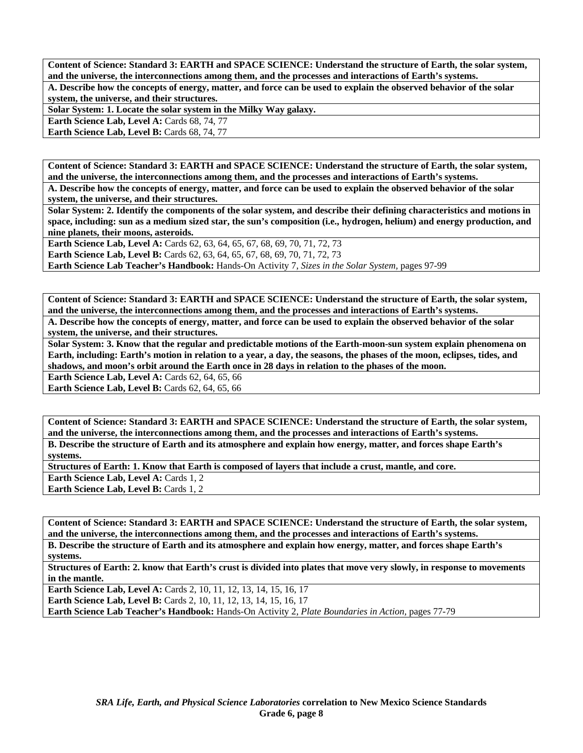**Content of Science: Standard 3: EARTH and SPACE SCIENCE: Understand the structure of Earth, the solar system, and the universe, the interconnections among them, and the processes and interactions of Earth's systems.**

**A. Describe how the concepts of energy, matter, and force can be used to explain the observed behavior of the solar system, the universe, and their structures.**

**Solar System: 1. Locate the solar system in the Milky Way galaxy.**

**Earth Science Lab, Level A:** Cards 68, 74, 77

**Earth Science Lab, Level B:** Cards 68, 74, 77

---

**Content of Science: Standard 3: EARTH and SPACE SCIENCE: Understand the structure of Earth, the solar system, and the universe, the interconnections among them, and the processes and interactions of Earth's systems.**

**A. Describe how the concepts of energy, matter, and force can be used to explain the observed behavior of the solar system, the universe, and their structures.**

**Solar System: 2. Identify the components of the solar system, and describe their defining characteristics and motions in space, including: sun as a medium sized star, the sun's composition (i.e., hydrogen, helium) and energy production, and nine planets, their moons, asteroids.**

**Earth Science Lab, Level A:** Cards 62, 63, 64, 65, 67, 68, 69, 70, 71, 72, 73

**Earth Science Lab, Level B:** Cards 62, 63, 64, 65, 67, 68, 69, 70, 71, 72, 73

**Earth Science Lab Teacher's Handbook:** Hands-On Activity 7, *Sizes in the Solar System,* pages 97-99

---

**Content of Science: Standard 3: EARTH and SPACE SCIENCE: Understand the structure of Earth, the solar system, and the universe, the interconnections among them, and the processes and interactions of Earth's systems.**

**A. Describe how the concepts of energy, matter, and force can be used to explain the observed behavior of the solar system, the universe, and their structures.**

**Solar System: 3. Know that the regular and predictable motions of the Earth-moon-sun system explain phenomena on Earth, including: Earth's motion in relation to a year, a day, the seasons, the phases of the moon, eclipses, tides, and shadows, and moon's orbit around the Earth once in 28 days in relation to the phases of the moon.**

**Earth Science Lab, Level A:** Cards 62, 64, 65, 66

**Earth Science Lab, Level B:** Cards 62, 64, 65, 66

---

**Content of Science: Standard 3: EARTH and SPACE SCIENCE: Understand the structure of Earth, the solar system, and the universe, the interconnections among them, and the processes and interactions of Earth's systems.**

**B. Describe the structure of Earth and its atmosphere and explain how energy, matter, and forces shape Earth's systems.**

**Structures of Earth: 1. Know that Earth is composed of layers that include a crust, mantle, and core.**

**Earth Science Lab, Level A:** Cards 1, 2

**Earth Science Lab, Level B:** Cards 1, 2

---

**Content of Science: Standard 3: EARTH and SPACE SCIENCE: Understand the structure of Earth, the solar system, and the universe, the interconnections among them, and the processes and interactions of Earth's systems.**

**B. Describe the structure of Earth and its atmosphere and explain how energy, matter, and forces shape Earth's systems.**

**Structures of Earth: 2. know that Earth's crust is divided into plates that move very slowly, in response to movements in the mantle.**

**Earth Science Lab, Level A:** Cards 2, 10, 11, 12, 13, 14, 15, 16, 17

**Earth Science Lab, Level B:** Cards 2, 10, 11, 12, 13, 14, 15, 16, 17

**Earth Science Lab Teacher's Handbook:** Hands-On Activity 2, *Plate Boundaries in Action,* pages 77-79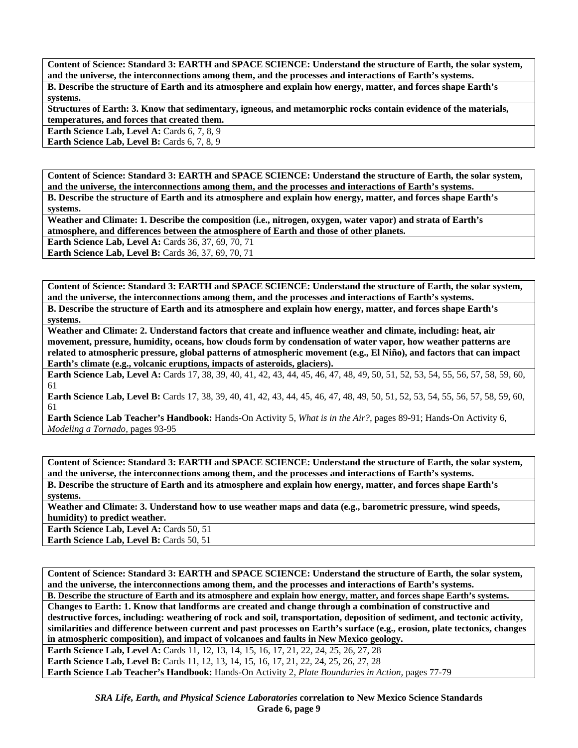**Content of Science: Standard 3: EARTH and SPACE SCIENCE: Understand the structure of Earth, the solar system, and the universe, the interconnections among them, and the processes and interactions of Earth's systems.**

**B. Describe the structure of Earth and its atmosphere and explain how energy, matter, and forces shape Earth's systems.**

**Structures of Earth: 3. Know that sedimentary, igneous, and metamorphic rocks contain evidence of the materials, temperatures, and forces that created them.**

**Earth Science Lab, Level A:** Cards 6, 7, 8, 9
**Earth Science Lab, Level B:** Cards 6, 7, 8, 9

---

**Content of Science: Standard 3: EARTH and SPACE SCIENCE: Understand the structure of Earth, the solar system, and the universe, the interconnections among them, and the processes and interactions of Earth's systems.**

**B. Describe the structure of Earth and its atmosphere and explain how energy, matter, and forces shape Earth's systems.**

**Weather and Climate: 1. Describe the composition (i.e., nitrogen, oxygen, water vapor) and strata of Earth's atmosphere, and differences between the atmosphere of Earth and those of other planets.**

**Earth Science Lab, Level A:** Cards 36, 37, 69, 70, 71
**Earth Science Lab, Level B:** Cards 36, 37, 69, 70, 71

---

**Content of Science: Standard 3: EARTH and SPACE SCIENCE: Understand the structure of Earth, the solar system, and the universe, the interconnections among them, and the processes and interactions of Earth's systems.**

**B. Describe the structure of Earth and its atmosphere and explain how energy, matter, and forces shape Earth's systems.**

**Weather and Climate: 2. Understand factors that create and influence weather and climate, including: heat, air movement, pressure, humidity, oceans, how clouds form by condensation of water vapor, how weather patterns are related to atmospheric pressure, global patterns of atmospheric movement (e.g., El Niño), and factors that can impact Earth's climate (e.g., volcanic eruptions, impacts of asteroids, glaciers).**

**Earth Science Lab, Level A:** Cards 17, 38, 39, 40, 41, 42, 43, 44, 45, 46, 47, 48, 49, 50, 51, 52, 53, 54, 55, 56, 57, 58, 59, 60, 61
**Earth Science Lab, Level B:** Cards 17, 38, 39, 40, 41, 42, 43, 44, 45, 46, 47, 48, 49, 50, 51, 52, 53, 54, 55, 56, 57, 58, 59, 60, 61
**Earth Science Lab Teacher's Handbook:** Hands-On Activity 5, *What is in the Air?,* pages 89-91; Hands-On Activity 6, *Modeling a Tornado,* pages 93-95

---

**Content of Science: Standard 3: EARTH and SPACE SCIENCE: Understand the structure of Earth, the solar system, and the universe, the interconnections among them, and the processes and interactions of Earth's systems.**

**B. Describe the structure of Earth and its atmosphere and explain how energy, matter, and forces shape Earth's systems.**

**Weather and Climate: 3. Understand how to use weather maps and data (e.g., barometric pressure, wind speeds, humidity) to predict weather.**

**Earth Science Lab, Level A:** Cards 50, 51
**Earth Science Lab, Level B:** Cards 50, 51

---

**Content of Science: Standard 3: EARTH and SPACE SCIENCE: Understand the structure of Earth, the solar system, and the universe, the interconnections among them, and the processes and interactions of Earth's systems.**

**B. Describe the structure of Earth and its atmosphere and explain how energy, matter, and forces shape Earth's systems.**

**Changes to Earth: 1. Know that landforms are created and change through a combination of constructive and destructive forces, including: weathering of rock and soil, transportation, deposition of sediment, and tectonic activity, similarities and difference between current and past processes on Earth's surface (e.g., erosion, plate tectonics, changes in atmospheric composition), and impact of volcanoes and faults in New Mexico geology.**

**Earth Science Lab, Level A:** Cards 11, 12, 13, 14, 15, 16, 17, 21, 22, 24, 25, 26, 27, 28
**Earth Science Lab, Level B:** Cards 11, 12, 13, 14, 15, 16, 17, 21, 22, 24, 25, 26, 27, 28
**Earth Science Lab Teacher's Handbook:** Hands-On Activity 2, *Plate Boundaries in Action,* pages 77-79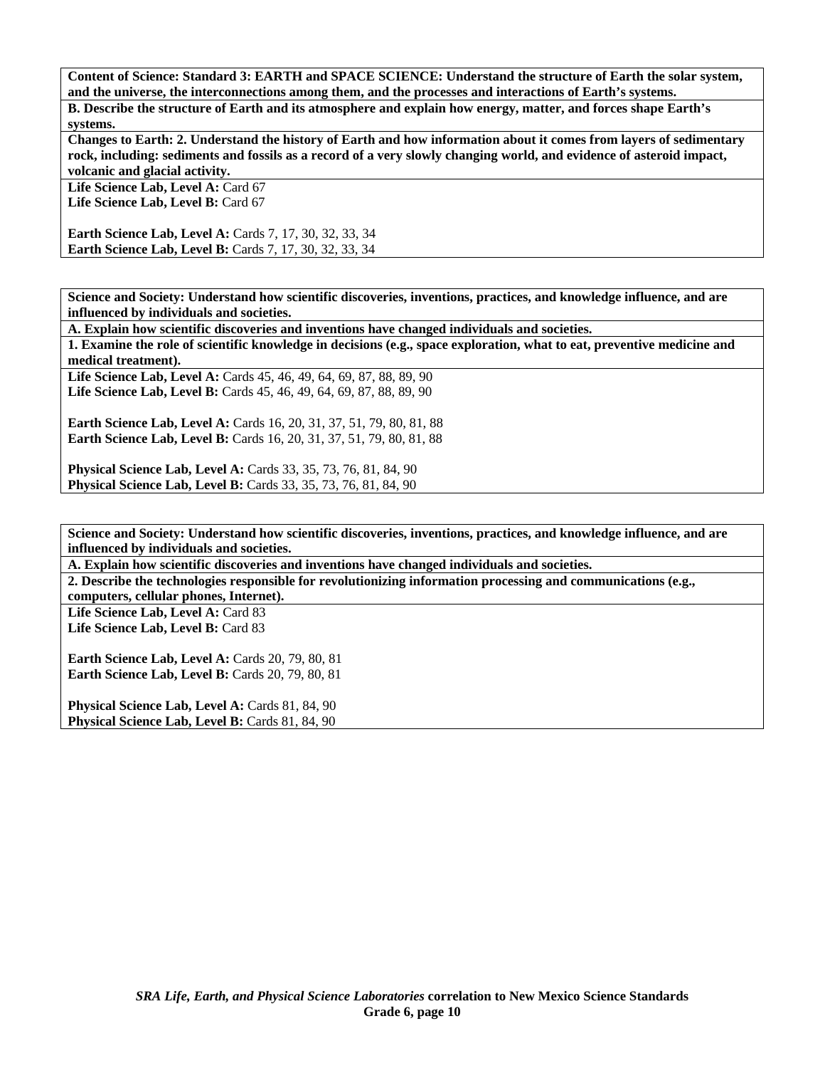**Content of Science: Standard 3: EARTH and SPACE SCIENCE: Understand the structure of Earth the solar system, and the universe, the interconnections among them, and the processes and interactions of Earth's systems.**

**B. Describe the structure of Earth and its atmosphere and explain how energy, matter, and forces shape Earth's systems.**

**Changes to Earth: 2. Understand the history of Earth and how information about it comes from layers of sedimentary rock, including: sediments and fossils as a record of a very slowly changing world, and evidence of asteroid impact, volcanic and glacial activity.**

**Life Science Lab, Level A:** Card 67
**Life Science Lab, Level B:** Card 67

**Earth Science Lab, Level A:** Cards 7, 17, 30, 32, 33, 34
**Earth Science Lab, Level B:** Cards 7, 17, 30, 32, 33, 34

---

**Science and Society: Understand how scientific discoveries, inventions, practices, and knowledge influence, and are influenced by individuals and societies.**

**A. Explain how scientific discoveries and inventions have changed individuals and societies.**

**1. Examine the role of scientific knowledge in decisions (e.g., space exploration, what to eat, preventive medicine and medical treatment).**

**Life Science Lab, Level A:** Cards 45, 46, 49, 64, 69, 87, 88, 89, 90
**Life Science Lab, Level B:** Cards 45, 46, 49, 64, 69, 87, 88, 89, 90

**Earth Science Lab, Level A:** Cards 16, 20, 31, 37, 51, 79, 80, 81, 88
**Earth Science Lab, Level B:** Cards 16, 20, 31, 37, 51, 79, 80, 81, 88

**Physical Science Lab, Level A:** Cards 33, 35, 73, 76, 81, 84, 90
**Physical Science Lab, Level B:** Cards 33, 35, 73, 76, 81, 84, 90

---

**Science and Society: Understand how scientific discoveries, inventions, practices, and knowledge influence, and are influenced by individuals and societies.**

**A. Explain how scientific discoveries and inventions have changed individuals and societies.**

**2. Describe the technologies responsible for revolutionizing information processing and communications (e.g., computers, cellular phones, Internet).**

**Life Science Lab, Level A:** Card 83
**Life Science Lab, Level B:** Card 83

**Earth Science Lab, Level A:** Cards 20, 79, 80, 81
**Earth Science Lab, Level B:** Cards 20, 79, 80, 81

**Physical Science Lab, Level A:** Cards 81, 84, 90
**Physical Science Lab, Level B:** Cards 81, 84, 90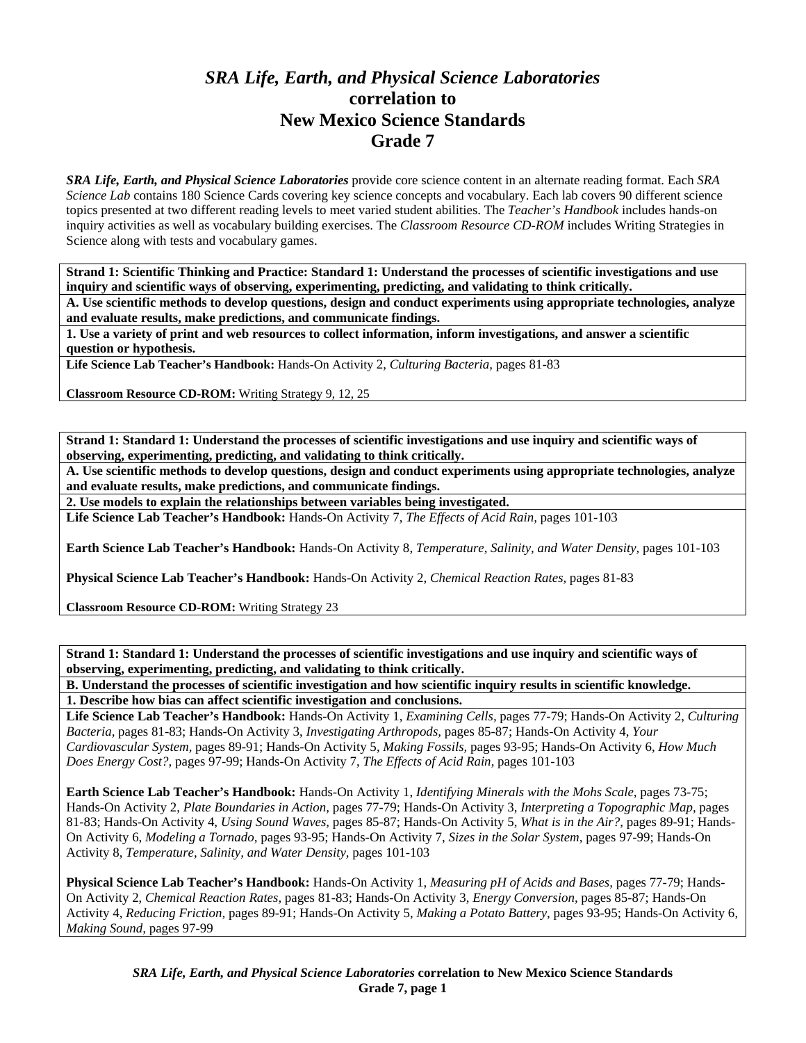# *SRA Life, Earth, and Physical Science Laboratories*
## correlation to
## New Mexico Science Standards
## Grade 7

***SRA Life, Earth, and Physical Science Laboratories*** provide core science content in an alternate reading format. Each *SRA Science Lab* contains 180 Science Cards covering key science concepts and vocabulary. Each lab covers 90 different science topics presented at two different reading levels to meet varied student abilities. The *Teacher's Handbook* includes hands-on inquiry activities as well as vocabulary building exercises. The *Classroom Resource CD-ROM* includes Writing Strategies in Science along with tests and vocabulary games.

**Strand 1: Scientific Thinking and Practice: Standard 1: Understand the processes of scientific investigations and use inquiry and scientific ways of observing, experimenting, predicting, and validating to think critically.**

**A. Use scientific methods to develop questions, design and conduct experiments using appropriate technologies, analyze and evaluate results, make predictions, and communicate findings.**

**1. Use a variety of print and web resources to collect information, inform investigations, and answer a scientific question or hypothesis.**

**Life Science Lab Teacher's Handbook:** Hands-On Activity 2, *Culturing Bacteria,* pages 81-83

**Classroom Resource CD-ROM:** Writing Strategy 9, 12, 25

---

**Strand 1: Standard 1: Understand the processes of scientific investigations and use inquiry and scientific ways of observing, experimenting, predicting, and validating to think critically.**

**A. Use scientific methods to develop questions, design and conduct experiments using appropriate technologies, analyze and evaluate results, make predictions, and communicate findings.**

**2. Use models to explain the relationships between variables being investigated.**

**Life Science Lab Teacher's Handbook:** Hands-On Activity 7, *The Effects of Acid Rain,* pages 101-103

**Earth Science Lab Teacher's Handbook:** Hands-On Activity 8, *Temperature, Salinity, and Water Density,* pages 101-103

**Physical Science Lab Teacher's Handbook:** Hands-On Activity 2, *Chemical Reaction Rates,* pages 81-83

**Classroom Resource CD-ROM:** Writing Strategy 23

---

**Strand 1: Standard 1: Understand the processes of scientific investigations and use inquiry and scientific ways of observing, experimenting, predicting, and validating to think critically.**

**B. Understand the processes of scientific investigation and how scientific inquiry results in scientific knowledge.**

**1. Describe how bias can affect scientific investigation and conclusions.**

**Life Science Lab Teacher's Handbook:** Hands-On Activity 1, *Examining Cells,* pages 77-79; Hands-On Activity 2, *Culturing Bacteria,* pages 81-83; Hands-On Activity 3, *Investigating Arthropods,* pages 85-87; Hands-On Activity 4, *Your Cardiovascular System,* pages 89-91; Hands-On Activity 5, *Making Fossils,* pages 93-95; Hands-On Activity 6, *How Much Does Energy Cost?,* pages 97-99; Hands-On Activity 7, *The Effects of Acid Rain,* pages 101-103

**Earth Science Lab Teacher's Handbook:** Hands-On Activity 1, *Identifying Minerals with the Mohs Scale,* pages 73-75; Hands-On Activity 2, *Plate Boundaries in Action,* pages 77-79; Hands-On Activity 3, *Interpreting a Topographic Map,* pages 81-83; Hands-On Activity 4, *Using Sound Waves,* pages 85-87; Hands-On Activity 5, *What is in the Air?,* pages 89-91; Hands-On Activity 6, *Modeling a Tornado,* pages 93-95; Hands-On Activity 7, *Sizes in the Solar System,* pages 97-99; Hands-On Activity 8, *Temperature, Salinity, and Water Density,* pages 101-103

**Physical Science Lab Teacher's Handbook:** Hands-On Activity 1, *Measuring pH of Acids and Bases,* pages 77-79; Hands-On Activity 2, *Chemical Reaction Rates,* pages 81-83; Hands-On Activity 3, *Energy Conversion,* pages 85-87; Hands-On Activity 4, *Reducing Friction,* pages 89-91; Hands-On Activity 5, *Making a Potato Battery,* pages 93-95; Hands-On Activity 6, *Making Sound,* pages 97-99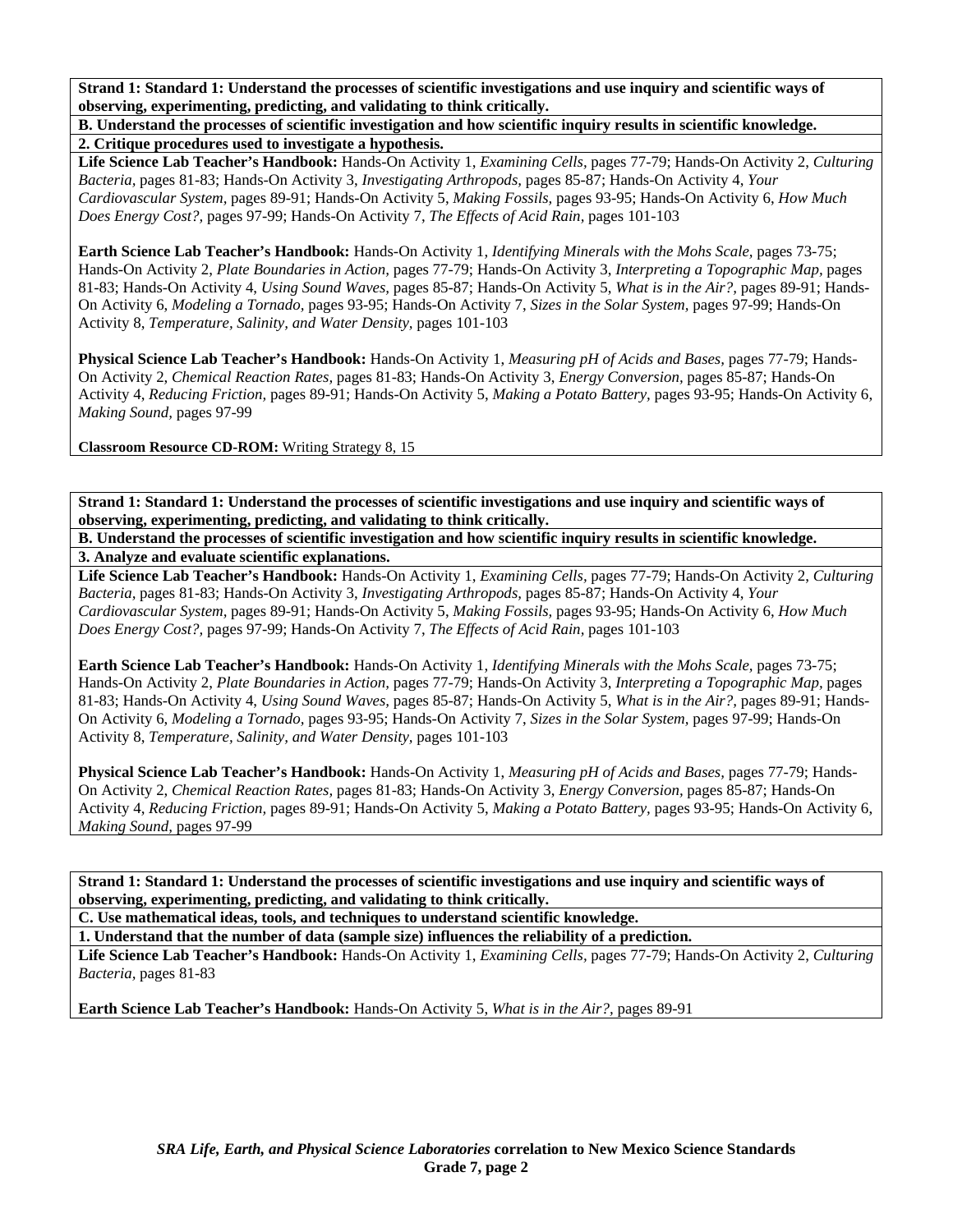**Strand 1: Standard 1: Understand the processes of scientific investigations and use inquiry and scientific ways of observing, experimenting, predicting, and validating to think critically.**

**B. Understand the processes of scientific investigation and how scientific inquiry results in scientific knowledge.**

**2. Critique procedures used to investigate a hypothesis.**

**Life Science Lab Teacher's Handbook:** Hands-On Activity 1, *Examining Cells,* pages 77-79; Hands-On Activity 2, *Culturing Bacteria,* pages 81-83; Hands-On Activity 3, *Investigating Arthropods,* pages 85-87; Hands-On Activity 4, *Your Cardiovascular System,* pages 89-91; Hands-On Activity 5, *Making Fossils,* pages 93-95; Hands-On Activity 6, *How Much Does Energy Cost?,* pages 97-99; Hands-On Activity 7, *The Effects of Acid Rain,* pages 101-103

**Earth Science Lab Teacher's Handbook:** Hands-On Activity 1, *Identifying Minerals with the Mohs Scale,* pages 73-75; Hands-On Activity 2, *Plate Boundaries in Action,* pages 77-79; Hands-On Activity 3, *Interpreting a Topographic Map,* pages 81-83; Hands-On Activity 4, *Using Sound Waves,* pages 85-87; Hands-On Activity 5, *What is in the Air?,* pages 89-91; Hands-On Activity 6, *Modeling a Tornado,* pages 93-95; Hands-On Activity 7, *Sizes in the Solar System,* pages 97-99; Hands-On Activity 8, *Temperature, Salinity, and Water Density,* pages 101-103

**Physical Science Lab Teacher's Handbook:** Hands-On Activity 1, *Measuring pH of Acids and Bases,* pages 77-79; Hands-On Activity 2, *Chemical Reaction Rates,* pages 81-83; Hands-On Activity 3, *Energy Conversion,* pages 85-87; Hands-On Activity 4, *Reducing Friction,* pages 89-91; Hands-On Activity 5, *Making a Potato Battery,* pages 93-95; Hands-On Activity 6, *Making Sound,* pages 97-99

**Classroom Resource CD-ROM:** Writing Strategy 8, 15

**Strand 1: Standard 1: Understand the processes of scientific investigations and use inquiry and scientific ways of observing, experimenting, predicting, and validating to think critically.**

**B. Understand the processes of scientific investigation and how scientific inquiry results in scientific knowledge.**

**3. Analyze and evaluate scientific explanations.**

**Life Science Lab Teacher's Handbook:** Hands-On Activity 1, *Examining Cells,* pages 77-79; Hands-On Activity 2, *Culturing Bacteria,* pages 81-83; Hands-On Activity 3, *Investigating Arthropods,* pages 85-87; Hands-On Activity 4, *Your Cardiovascular System,* pages 89-91; Hands-On Activity 5, *Making Fossils,* pages 93-95; Hands-On Activity 6, *How Much Does Energy Cost?,* pages 97-99; Hands-On Activity 7, *The Effects of Acid Rain,* pages 101-103

**Earth Science Lab Teacher's Handbook:** Hands-On Activity 1, *Identifying Minerals with the Mohs Scale,* pages 73-75; Hands-On Activity 2, *Plate Boundaries in Action,* pages 77-79; Hands-On Activity 3, *Interpreting a Topographic Map,* pages 81-83; Hands-On Activity 4, *Using Sound Waves,* pages 85-87; Hands-On Activity 5, *What is in the Air?,* pages 89-91; Hands-On Activity 6, *Modeling a Tornado,* pages 93-95; Hands-On Activity 7, *Sizes in the Solar System,* pages 97-99; Hands-On Activity 8, *Temperature, Salinity, and Water Density,* pages 101-103

**Physical Science Lab Teacher's Handbook:** Hands-On Activity 1, *Measuring pH of Acids and Bases,* pages 77-79; Hands-On Activity 2, *Chemical Reaction Rates,* pages 81-83; Hands-On Activity 3, *Energy Conversion,* pages 85-87; Hands-On Activity 4, *Reducing Friction,* pages 89-91; Hands-On Activity 5, *Making a Potato Battery,* pages 93-95; Hands-On Activity 6, *Making Sound,* pages 97-99

**Strand 1: Standard 1: Understand the processes of scientific investigations and use inquiry and scientific ways of observing, experimenting, predicting, and validating to think critically.**

**C. Use mathematical ideas, tools, and techniques to understand scientific knowledge.**

**1. Understand that the number of data (sample size) influences the reliability of a prediction.**

**Life Science Lab Teacher's Handbook:** Hands-On Activity 1, *Examining Cells,* pages 77-79; Hands-On Activity 2, *Culturing Bacteria,* pages 81-83

**Earth Science Lab Teacher's Handbook:** Hands-On Activity 5, *What is in the Air?,* pages 89-91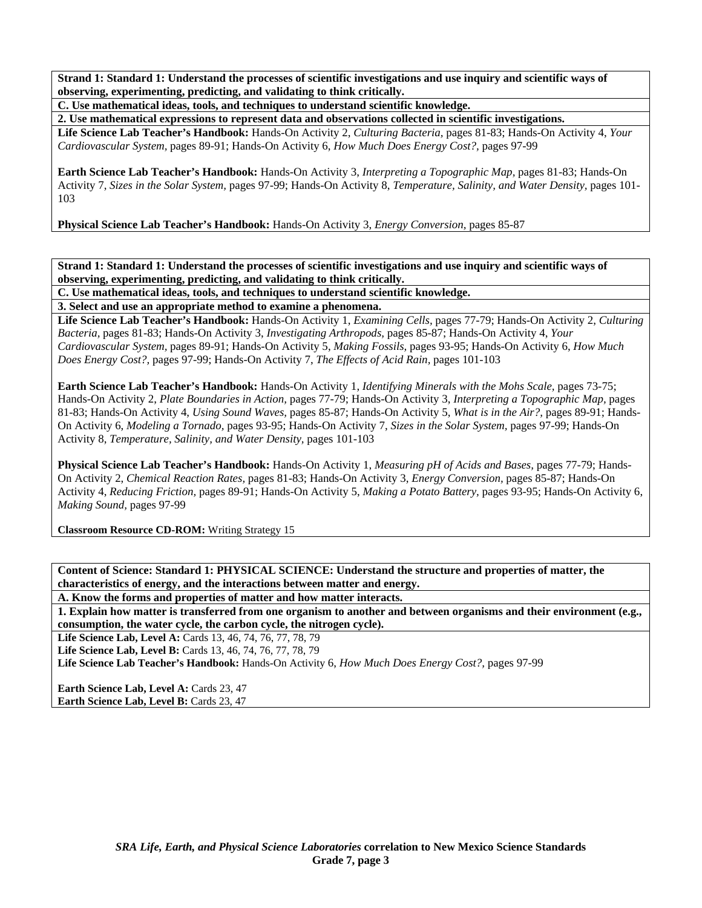**Strand 1: Standard 1: Understand the processes of scientific investigations and use inquiry and scientific ways of observing, experimenting, predicting, and validating to think critically.**

**C. Use mathematical ideas, tools, and techniques to understand scientific knowledge.**

**2. Use mathematical expressions to represent data and observations collected in scientific investigations.**

**Life Science Lab Teacher's Handbook:** Hands-On Activity 2, *Culturing Bacteria,* pages 81-83; Hands-On Activity 4, *Your Cardiovascular System,* pages 89-91; Hands-On Activity 6, *How Much Does Energy Cost?,* pages 97-99

**Earth Science Lab Teacher's Handbook:** Hands-On Activity 3, *Interpreting a Topographic Map,* pages 81-83; Hands-On Activity 7, *Sizes in the Solar System,* pages 97-99; Hands-On Activity 8, *Temperature, Salinity, and Water Density,* pages 101-103

**Physical Science Lab Teacher's Handbook:** Hands-On Activity 3, *Energy Conversion,* pages 85-87

**Strand 1: Standard 1: Understand the processes of scientific investigations and use inquiry and scientific ways of observing, experimenting, predicting, and validating to think critically.**

**C. Use mathematical ideas, tools, and techniques to understand scientific knowledge.**

**3. Select and use an appropriate method to examine a phenomena.**

**Life Science Lab Teacher's Handbook:** Hands-On Activity 1, *Examining Cells,* pages 77-79; Hands-On Activity 2, *Culturing Bacteria,* pages 81-83; Hands-On Activity 3, *Investigating Arthropods,* pages 85-87; Hands-On Activity 4, *Your Cardiovascular System,* pages 89-91; Hands-On Activity 5, *Making Fossils,* pages 93-95; Hands-On Activity 6, *How Much Does Energy Cost?,* pages 97-99; Hands-On Activity 7, *The Effects of Acid Rain,* pages 101-103

**Earth Science Lab Teacher's Handbook:** Hands-On Activity 1, *Identifying Minerals with the Mohs Scale,* pages 73-75; Hands-On Activity 2, *Plate Boundaries in Action,* pages 77-79; Hands-On Activity 3, *Interpreting a Topographic Map,* pages 81-83; Hands-On Activity 4, *Using Sound Waves,* pages 85-87; Hands-On Activity 5, *What is in the Air?,* pages 89-91; Hands-On Activity 6, *Modeling a Tornado,* pages 93-95; Hands-On Activity 7, *Sizes in the Solar System,* pages 97-99; Hands-On Activity 8, *Temperature, Salinity, and Water Density,* pages 101-103

**Physical Science Lab Teacher's Handbook:** Hands-On Activity 1, *Measuring pH of Acids and Bases,* pages 77-79; Hands-On Activity 2, *Chemical Reaction Rates,* pages 81-83; Hands-On Activity 3, *Energy Conversion,* pages 85-87; Hands-On Activity 4, *Reducing Friction,* pages 89-91; Hands-On Activity 5, *Making a Potato Battery,* pages 93-95; Hands-On Activity 6, *Making Sound,* pages 97-99

**Classroom Resource CD-ROM:** Writing Strategy 15

**Content of Science: Standard 1: PHYSICAL SCIENCE: Understand the structure and properties of matter, the characteristics of energy, and the interactions between matter and energy.**

**A. Know the forms and properties of matter and how matter interacts.**

**1. Explain how matter is transferred from one organism to another and between organisms and their environment (e.g., consumption, the water cycle, the carbon cycle, the nitrogen cycle).**

**Life Science Lab, Level A:** Cards 13, 46, 74, 76, 77, 78, 79
**Life Science Lab, Level B:** Cards 13, 46, 74, 76, 77, 78, 79
**Life Science Lab Teacher's Handbook:** Hands-On Activity 6, *How Much Does Energy Cost?,* pages 97-99

**Earth Science Lab, Level A:** Cards 23, 47
**Earth Science Lab, Level B:** Cards 23, 47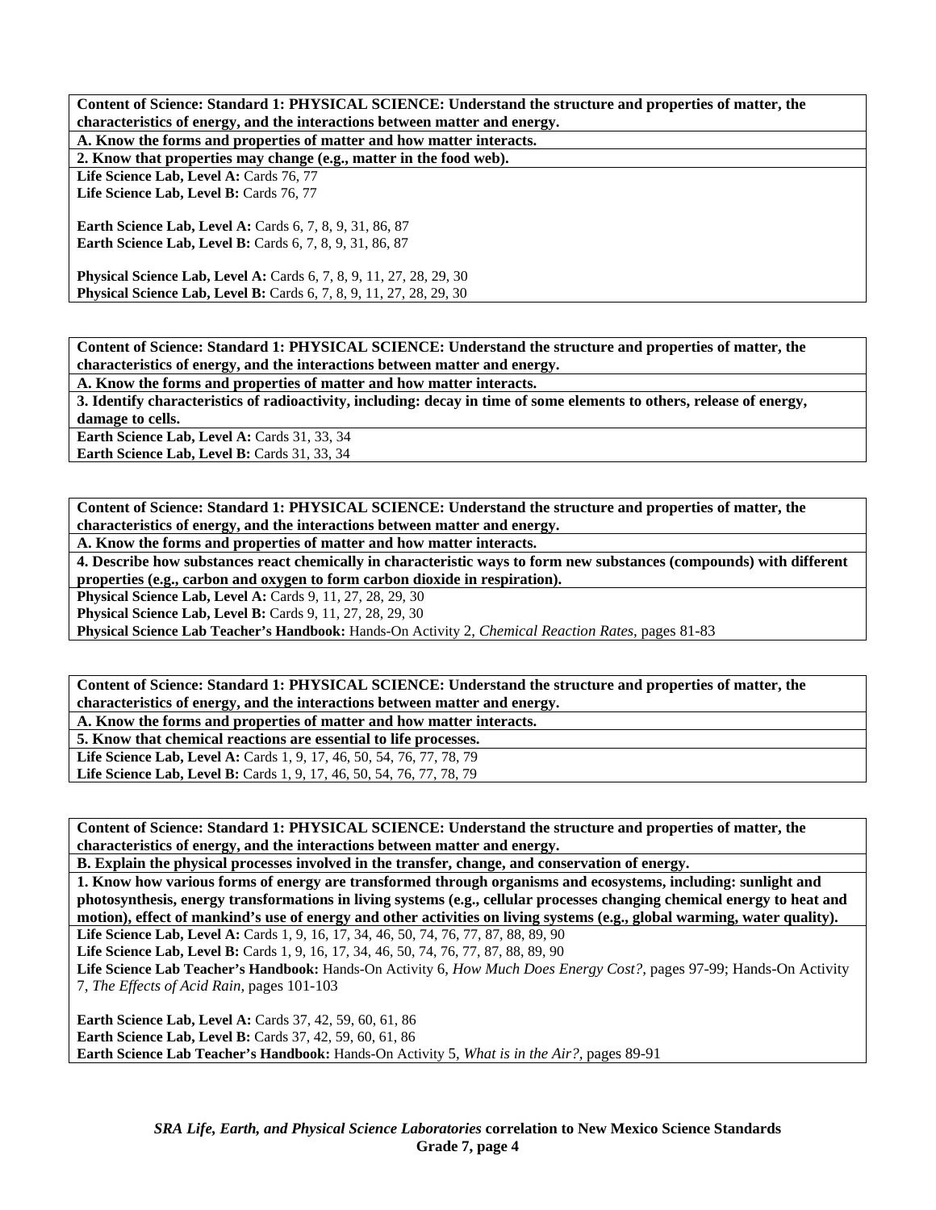**Content of Science: Standard 1: PHYSICAL SCIENCE: Understand the structure and properties of matter, the characteristics of energy, and the interactions between matter and energy.**

**A. Know the forms and properties of matter and how matter interacts.**

**2. Know that properties may change (e.g., matter in the food web).**

**Life Science Lab, Level A:** Cards 76, 77
**Life Science Lab, Level B:** Cards 76, 77

**Earth Science Lab, Level A:** Cards 6, 7, 8, 9, 31, 86, 87
**Earth Science Lab, Level B:** Cards 6, 7, 8, 9, 31, 86, 87

**Physical Science Lab, Level A:** Cards 6, 7, 8, 9, 11, 27, 28, 29, 30
**Physical Science Lab, Level B:** Cards 6, 7, 8, 9, 11, 27, 28, 29, 30

---

**Content of Science: Standard 1: PHYSICAL SCIENCE: Understand the structure and properties of matter, the characteristics of energy, and the interactions between matter and energy.**

**A. Know the forms and properties of matter and how matter interacts.**

**3. Identify characteristics of radioactivity, including: decay in time of some elements to others, release of energy, damage to cells.**

**Earth Science Lab, Level A:** Cards 31, 33, 34
**Earth Science Lab, Level B:** Cards 31, 33, 34

---

**Content of Science: Standard 1: PHYSICAL SCIENCE: Understand the structure and properties of matter, the characteristics of energy, and the interactions between matter and energy.**

**A. Know the forms and properties of matter and how matter interacts.**

**4. Describe how substances react chemically in characteristic ways to form new substances (compounds) with different properties (e.g., carbon and oxygen to form carbon dioxide in respiration).**

**Physical Science Lab, Level A:** Cards 9, 11, 27, 28, 29, 30
**Physical Science Lab, Level B:** Cards 9, 11, 27, 28, 29, 30
**Physical Science Lab Teacher's Handbook:** Hands-On Activity 2, *Chemical Reaction Rates,* pages 81-83

---

**Content of Science: Standard 1: PHYSICAL SCIENCE: Understand the structure and properties of matter, the characteristics of energy, and the interactions between matter and energy.**

**A. Know the forms and properties of matter and how matter interacts.**

**5. Know that chemical reactions are essential to life processes.**

**Life Science Lab, Level A:** Cards 1, 9, 17, 46, 50, 54, 76, 77, 78, 79
**Life Science Lab, Level B:** Cards 1, 9, 17, 46, 50, 54, 76, 77, 78, 79

---

**Content of Science: Standard 1: PHYSICAL SCIENCE: Understand the structure and properties of matter, the characteristics of energy, and the interactions between matter and energy.**

**B. Explain the physical processes involved in the transfer, change, and conservation of energy.**

**1. Know how various forms of energy are transformed through organisms and ecosystems, including: sunlight and photosynthesis, energy transformations in living systems (e.g., cellular processes changing chemical energy to heat and motion), effect of mankind's use of energy and other activities on living systems (e.g., global warming, water quality).**

**Life Science Lab, Level A:** Cards 1, 9, 16, 17, 34, 46, 50, 74, 76, 77, 87, 88, 89, 90
**Life Science Lab, Level B:** Cards 1, 9, 16, 17, 34, 46, 50, 74, 76, 77, 87, 88, 89, 90
**Life Science Lab Teacher's Handbook:** Hands-On Activity 6, *How Much Does Energy Cost?,* pages 97-99; Hands-On Activity 7, *The Effects of Acid Rain,* pages 101-103

**Earth Science Lab, Level A:** Cards 37, 42, 59, 60, 61, 86
**Earth Science Lab, Level B:** Cards 37, 42, 59, 60, 61, 86
**Earth Science Lab Teacher's Handbook:** Hands-On Activity 5, *What is in the Air?,* pages 89-91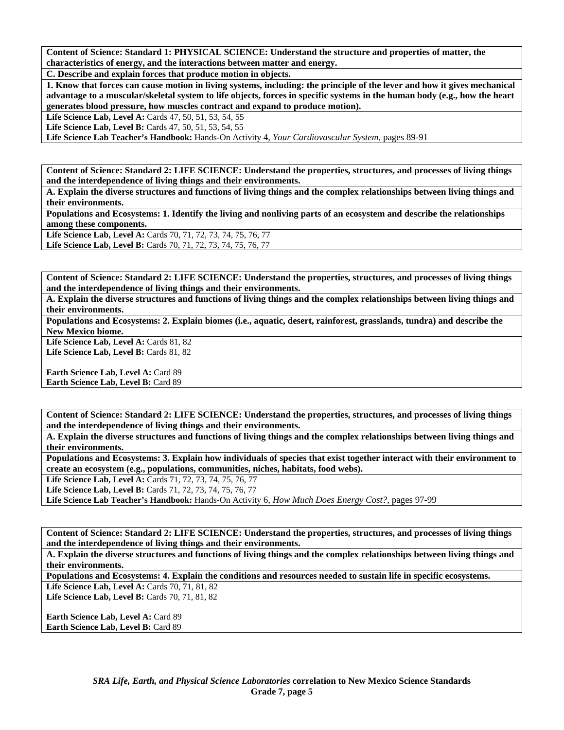**Content of Science: Standard 1: PHYSICAL SCIENCE: Understand the structure and properties of matter, the characteristics of energy, and the interactions between matter and energy.**

**C. Describe and explain forces that produce motion in objects.**

**1. Know that forces can cause motion in living systems, including: the principle of the lever and how it gives mechanical advantage to a muscular/skeletal system to life objects, forces in specific systems in the human body (e.g., how the heart generates blood pressure, how muscles contract and expand to produce motion).**

**Life Science Lab, Level A:** Cards 47, 50, 51, 53, 54, 55
**Life Science Lab, Level B:** Cards 47, 50, 51, 53, 54, 55
**Life Science Lab Teacher's Handbook:** Hands-On Activity 4, *Your Cardiovascular System,* pages 89-91

**Content of Science: Standard 2: LIFE SCIENCE: Understand the properties, structures, and processes of living things and the interdependence of living things and their environments.**

**A. Explain the diverse structures and functions of living things and the complex relationships between living things and their environments.**

**Populations and Ecosystems: 1. Identify the living and nonliving parts of an ecosystem and describe the relationships among these components.**

**Life Science Lab, Level A:** Cards 70, 71, 72, 73, 74, 75, 76, 77
**Life Science Lab, Level B:** Cards 70, 71, 72, 73, 74, 75, 76, 77

**Content of Science: Standard 2: LIFE SCIENCE: Understand the properties, structures, and processes of living things and the interdependence of living things and their environments.**

**A. Explain the diverse structures and functions of living things and the complex relationships between living things and their environments.**

**Populations and Ecosystems: 2. Explain biomes (i.e., aquatic, desert, rainforest, grasslands, tundra) and describe the New Mexico biome.**

**Life Science Lab, Level A:** Cards 81, 82
**Life Science Lab, Level B:** Cards 81, 82

**Earth Science Lab, Level A:** Card 89
**Earth Science Lab, Level B:** Card 89

**Content of Science: Standard 2: LIFE SCIENCE: Understand the properties, structures, and processes of living things and the interdependence of living things and their environments.**

**A. Explain the diverse structures and functions of living things and the complex relationships between living things and their environments.**

**Populations and Ecosystems: 3. Explain how individuals of species that exist together interact with their environment to create an ecosystem (e.g., populations, communities, niches, habitats, food webs).**

**Life Science Lab, Level A:** Cards 71, 72, 73, 74, 75, 76, 77
**Life Science Lab, Level B:** Cards 71, 72, 73, 74, 75, 76, 77
**Life Science Lab Teacher's Handbook:** Hands-On Activity 6, *How Much Does Energy Cost?,* pages 97-99

**Content of Science: Standard 2: LIFE SCIENCE: Understand the properties, structures, and processes of living things and the interdependence of living things and their environments.**

**A. Explain the diverse structures and functions of living things and the complex relationships between living things and their environments.**

**Populations and Ecosystems: 4. Explain the conditions and resources needed to sustain life in specific ecosystems.**

**Life Science Lab, Level A:** Cards 70, 71, 81, 82
**Life Science Lab, Level B:** Cards 70, 71, 81, 82

**Earth Science Lab, Level A:** Card 89
**Earth Science Lab, Level B:** Card 89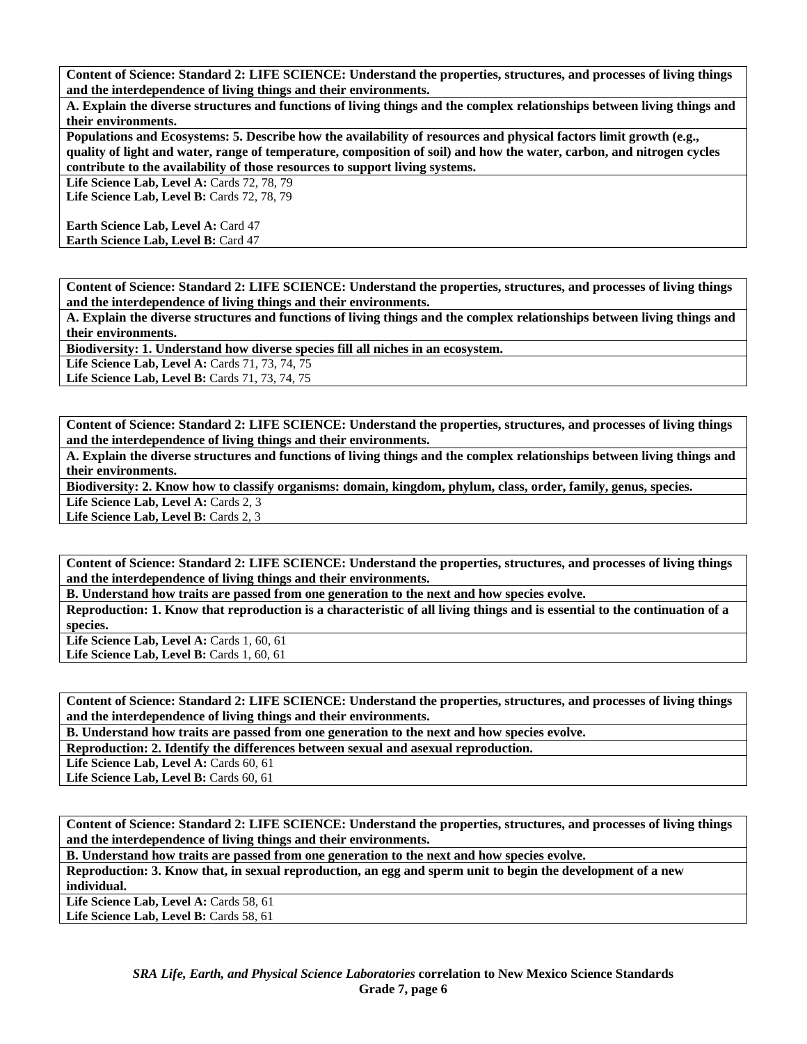**Content of Science: Standard 2: LIFE SCIENCE: Understand the properties, structures, and processes of living things and the interdependence of living things and their environments.**

**A. Explain the diverse structures and functions of living things and the complex relationships between living things and their environments.**

**Populations and Ecosystems: 5. Describe how the availability of resources and physical factors limit growth (e.g., quality of light and water, range of temperature, composition of soil) and how the water, carbon, and nitrogen cycles contribute to the availability of those resources to support living systems.**

**Life Science Lab, Level A:** Cards 72, 78, 79
**Life Science Lab, Level B:** Cards 72, 78, 79

**Earth Science Lab, Level A:** Card 47
**Earth Science Lab, Level B:** Card 47

---

**Content of Science: Standard 2: LIFE SCIENCE: Understand the properties, structures, and processes of living things and the interdependence of living things and their environments.**

**A. Explain the diverse structures and functions of living things and the complex relationships between living things and their environments.**

**Biodiversity: 1. Understand how diverse species fill all niches in an ecosystem.**

**Life Science Lab, Level A:** Cards 71, 73, 74, 75
**Life Science Lab, Level B:** Cards 71, 73, 74, 75

---

**Content of Science: Standard 2: LIFE SCIENCE: Understand the properties, structures, and processes of living things and the interdependence of living things and their environments.**

**A. Explain the diverse structures and functions of living things and the complex relationships between living things and their environments.**

**Biodiversity: 2. Know how to classify organisms: domain, kingdom, phylum, class, order, family, genus, species.**

**Life Science Lab, Level A:** Cards 2, 3
**Life Science Lab, Level B:** Cards 2, 3

---

**Content of Science: Standard 2: LIFE SCIENCE: Understand the properties, structures, and processes of living things and the interdependence of living things and their environments.**

**B. Understand how traits are passed from one generation to the next and how species evolve.**

**Reproduction: 1. Know that reproduction is a characteristic of all living things and is essential to the continuation of a species.**

**Life Science Lab, Level A:** Cards 1, 60, 61
**Life Science Lab, Level B:** Cards 1, 60, 61

---

**Content of Science: Standard 2: LIFE SCIENCE: Understand the properties, structures, and processes of living things and the interdependence of living things and their environments.**

**B. Understand how traits are passed from one generation to the next and how species evolve.**

**Reproduction: 2. Identify the differences between sexual and asexual reproduction.**

**Life Science Lab, Level A:** Cards 60, 61
**Life Science Lab, Level B:** Cards 60, 61

---

**Content of Science: Standard 2: LIFE SCIENCE: Understand the properties, structures, and processes of living things and the interdependence of living things and their environments.**

**B. Understand how traits are passed from one generation to the next and how species evolve.**

**Reproduction: 3. Know that, in sexual reproduction, an egg and sperm unit to begin the development of a new individual.**

**Life Science Lab, Level A:** Cards 58, 61
**Life Science Lab, Level B:** Cards 58, 61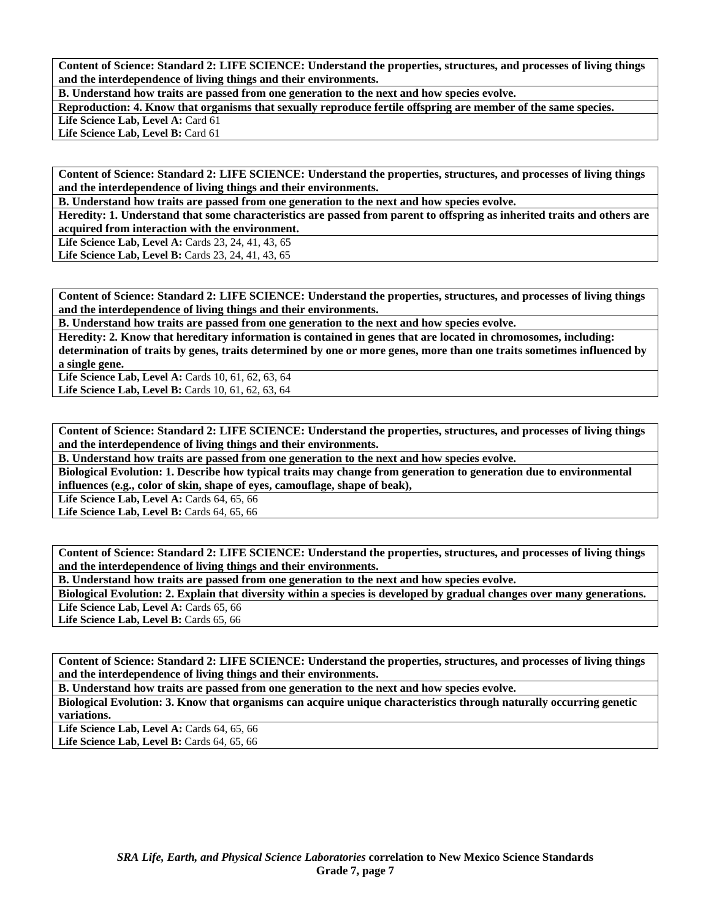| **Content of Science: Standard 2: LIFE SCIENCE: Understand the properties, structures, and processes of living things and the interdependence of living things and their environments.** |
|---|
| **B. Understand how traits are passed from one generation to the next and how species evolve.** |
| **Reproduction: 4. Know that organisms that sexually reproduce fertile offspring are member of the same species.** |
| **Life Science Lab, Level A:** Card 61 |
| **Life Science Lab, Level B:** Card 61 |

| **Content of Science: Standard 2: LIFE SCIENCE: Understand the properties, structures, and processes of living things and the interdependence of living things and their environments.** |
|---|
| **B. Understand how traits are passed from one generation to the next and how species evolve.** |
| **Heredity: 1. Understand that some characteristics are passed from parent to offspring as inherited traits and others are acquired from interaction with the environment.** |
| **Life Science Lab, Level A:** Cards 23, 24, 41, 43, 65 |
| **Life Science Lab, Level B:** Cards 23, 24, 41, 43, 65 |

| **Content of Science: Standard 2: LIFE SCIENCE: Understand the properties, structures, and processes of living things and the interdependence of living things and their environments.** |
|---|
| **B. Understand how traits are passed from one generation to the next and how species evolve.** |
| **Heredity: 2. Know that hereditary information is contained in genes that are located in chromosomes, including: determination of traits by genes, traits determined by one or more genes, more than one traits sometimes influenced by a single gene.** |
| **Life Science Lab, Level A:** Cards 10, 61, 62, 63, 64 |
| **Life Science Lab, Level B:** Cards 10, 61, 62, 63, 64 |

| **Content of Science: Standard 2: LIFE SCIENCE: Understand the properties, structures, and processes of living things and the interdependence of living things and their environments.** |
|---|
| **B. Understand how traits are passed from one generation to the next and how species evolve.** |
| **Biological Evolution: 1. Describe how typical traits may change from generation to generation due to environmental influences (e.g., color of skin, shape of eyes, camouflage, shape of beak),** |
| **Life Science Lab, Level A:** Cards 64, 65, 66 |
| **Life Science Lab, Level B:** Cards 64, 65, 66 |

| **Content of Science: Standard 2: LIFE SCIENCE: Understand the properties, structures, and processes of living things and the interdependence of living things and their environments.** |
|---|
| **B. Understand how traits are passed from one generation to the next and how species evolve.** |
| **Biological Evolution: 2. Explain that diversity within a species is developed by gradual changes over many generations.** |
| **Life Science Lab, Level A:** Cards 65, 66 |
| **Life Science Lab, Level B:** Cards 65, 66 |

| **Content of Science: Standard 2: LIFE SCIENCE: Understand the properties, structures, and processes of living things and the interdependence of living things and their environments.** |
|---|
| **B. Understand how traits are passed from one generation to the next and how species evolve.** |
| **Biological Evolution: 3. Know that organisms can acquire unique characteristics through naturally occurring genetic variations.** |
| **Life Science Lab, Level A:** Cards 64, 65, 66 |
| **Life Science Lab, Level B:** Cards 64, 65, 66 |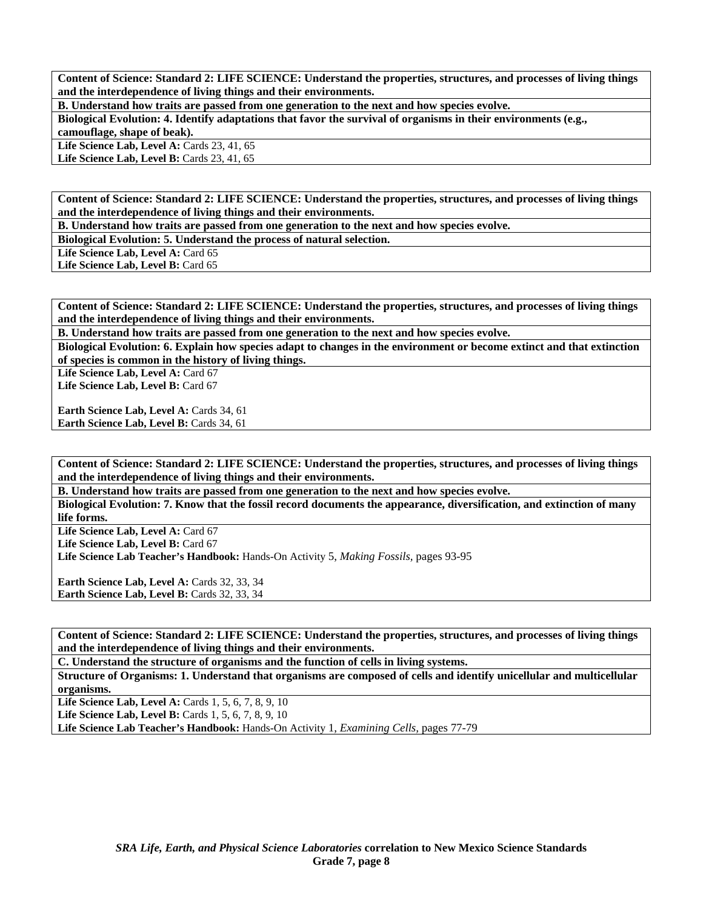**Content of Science: Standard 2: LIFE SCIENCE: Understand the properties, structures, and processes of living things and the interdependence of living things and their environments.**

**B. Understand how traits are passed from one generation to the next and how species evolve.**

**Biological Evolution: 4. Identify adaptations that favor the survival of organisms in their environments (e.g., camouflage, shape of beak).**

**Life Science Lab, Level A:** Cards 23, 41, 65
**Life Science Lab, Level B:** Cards 23, 41, 65

**Content of Science: Standard 2: LIFE SCIENCE: Understand the properties, structures, and processes of living things and the interdependence of living things and their environments.**

**B. Understand how traits are passed from one generation to the next and how species evolve.**

**Biological Evolution: 5. Understand the process of natural selection.**

**Life Science Lab, Level A:** Card 65
**Life Science Lab, Level B:** Card 65

**Content of Science: Standard 2: LIFE SCIENCE: Understand the properties, structures, and processes of living things and the interdependence of living things and their environments.**

**B. Understand how traits are passed from one generation to the next and how species evolve.**

**Biological Evolution: 6. Explain how species adapt to changes in the environment or become extinct and that extinction of species is common in the history of living things.**

**Life Science Lab, Level A:** Card 67
**Life Science Lab, Level B:** Card 67

**Earth Science Lab, Level A:** Cards 34, 61
**Earth Science Lab, Level B:** Cards 34, 61

**Content of Science: Standard 2: LIFE SCIENCE: Understand the properties, structures, and processes of living things and the interdependence of living things and their environments.**

**B. Understand how traits are passed from one generation to the next and how species evolve.**

**Biological Evolution: 7. Know that the fossil record documents the appearance, diversification, and extinction of many life forms.**

**Life Science Lab, Level A:** Card 67
**Life Science Lab, Level B:** Card 67
**Life Science Lab Teacher's Handbook:** Hands-On Activity 5, *Making Fossils,* pages 93-95

**Earth Science Lab, Level A:** Cards 32, 33, 34
**Earth Science Lab, Level B:** Cards 32, 33, 34

**Content of Science: Standard 2: LIFE SCIENCE: Understand the properties, structures, and processes of living things and the interdependence of living things and their environments.**

**C. Understand the structure of organisms and the function of cells in living systems.**

**Structure of Organisms: 1. Understand that organisms are composed of cells and identify unicellular and multicellular organisms.**

**Life Science Lab, Level A:** Cards 1, 5, 6, 7, 8, 9, 10
**Life Science Lab, Level B:** Cards 1, 5, 6, 7, 8, 9, 10
**Life Science Lab Teacher's Handbook:** Hands-On Activity 1, *Examining Cells,* pages 77-79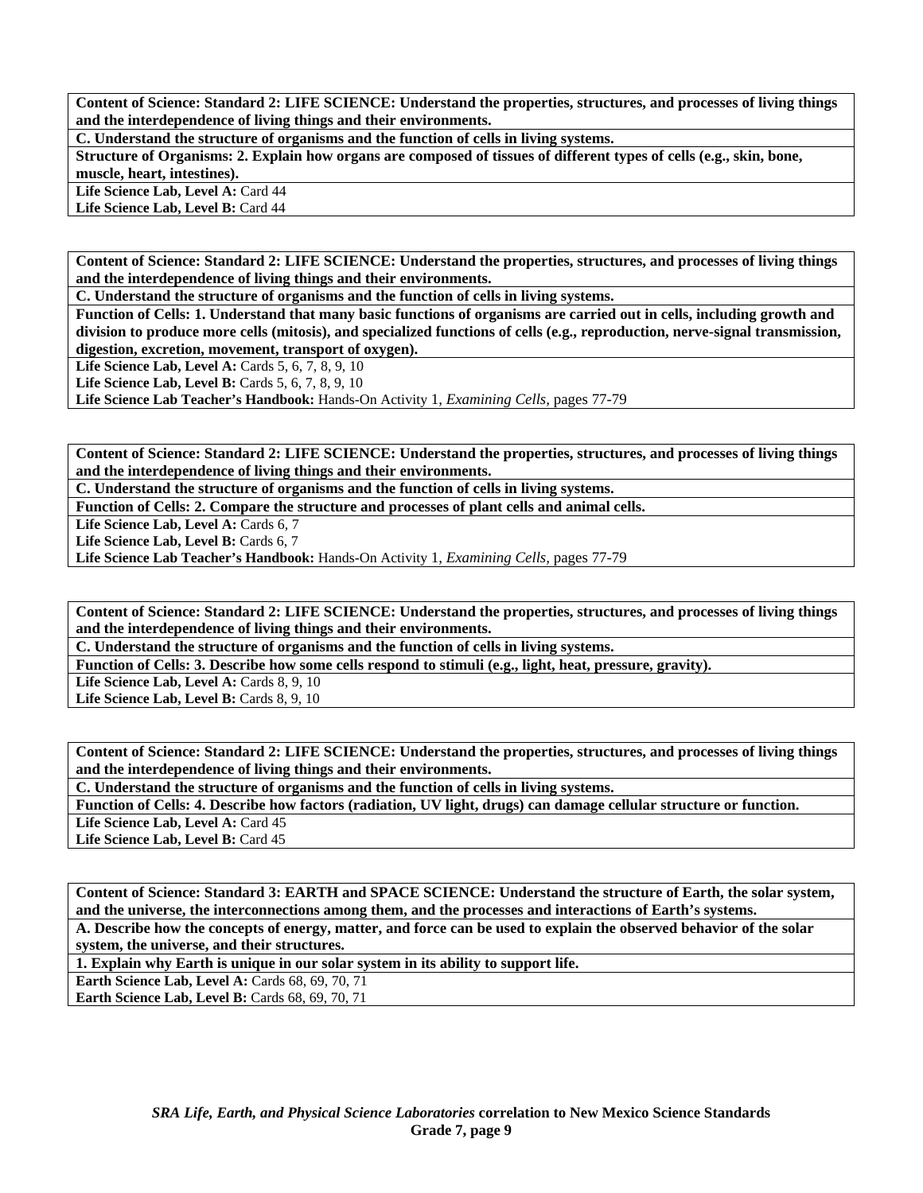**Content of Science: Standard 2: LIFE SCIENCE: Understand the properties, structures, and processes of living things and the interdependence of living things and their environments.**

**C. Understand the structure of organisms and the function of cells in living systems.**

**Structure of Organisms: 2. Explain how organs are composed of tissues of different types of cells (e.g., skin, bone, muscle, heart, intestines).**

**Life Science Lab, Level A:** Card 44

**Life Science Lab, Level B:** Card 44

---

**Content of Science: Standard 2: LIFE SCIENCE: Understand the properties, structures, and processes of living things and the interdependence of living things and their environments.**

**C. Understand the structure of organisms and the function of cells in living systems.**

**Function of Cells: 1. Understand that many basic functions of organisms are carried out in cells, including growth and division to produce more cells (mitosis), and specialized functions of cells (e.g., reproduction, nerve-signal transmission, digestion, excretion, movement, transport of oxygen).**

**Life Science Lab, Level A:** Cards 5, 6, 7, 8, 9, 10

**Life Science Lab, Level B:** Cards 5, 6, 7, 8, 9, 10

**Life Science Lab Teacher's Handbook:** Hands-On Activity 1, *Examining Cells,* pages 77-79

---

**Content of Science: Standard 2: LIFE SCIENCE: Understand the properties, structures, and processes of living things and the interdependence of living things and their environments.**

**C. Understand the structure of organisms and the function of cells in living systems.**

**Function of Cells: 2. Compare the structure and processes of plant cells and animal cells.**

**Life Science Lab, Level A:** Cards 6, 7

**Life Science Lab, Level B:** Cards 6, 7

**Life Science Lab Teacher's Handbook:** Hands-On Activity 1, *Examining Cells,* pages 77-79

---

**Content of Science: Standard 2: LIFE SCIENCE: Understand the properties, structures, and processes of living things and the interdependence of living things and their environments.**

**C. Understand the structure of organisms and the function of cells in living systems.**

**Function of Cells: 3. Describe how some cells respond to stimuli (e.g., light, heat, pressure, gravity).**

**Life Science Lab, Level A:** Cards 8, 9, 10

**Life Science Lab, Level B:** Cards 8, 9, 10

---

**Content of Science: Standard 2: LIFE SCIENCE: Understand the properties, structures, and processes of living things and the interdependence of living things and their environments.**

**C. Understand the structure of organisms and the function of cells in living systems.**

**Function of Cells: 4. Describe how factors (radiation, UV light, drugs) can damage cellular structure or function.**

**Life Science Lab, Level A:** Card 45

**Life Science Lab, Level B:** Card 45

---

**Content of Science: Standard 3: EARTH and SPACE SCIENCE: Understand the structure of Earth, the solar system, and the universe, the interconnections among them, and the processes and interactions of Earth's systems.**

**A. Describe how the concepts of energy, matter, and force can be used to explain the observed behavior of the solar system, the universe, and their structures.**

**1. Explain why Earth is unique in our solar system in its ability to support life.**

**Earth Science Lab, Level A:** Cards 68, 69, 70, 71

**Earth Science Lab, Level B:** Cards 68, 69, 70, 71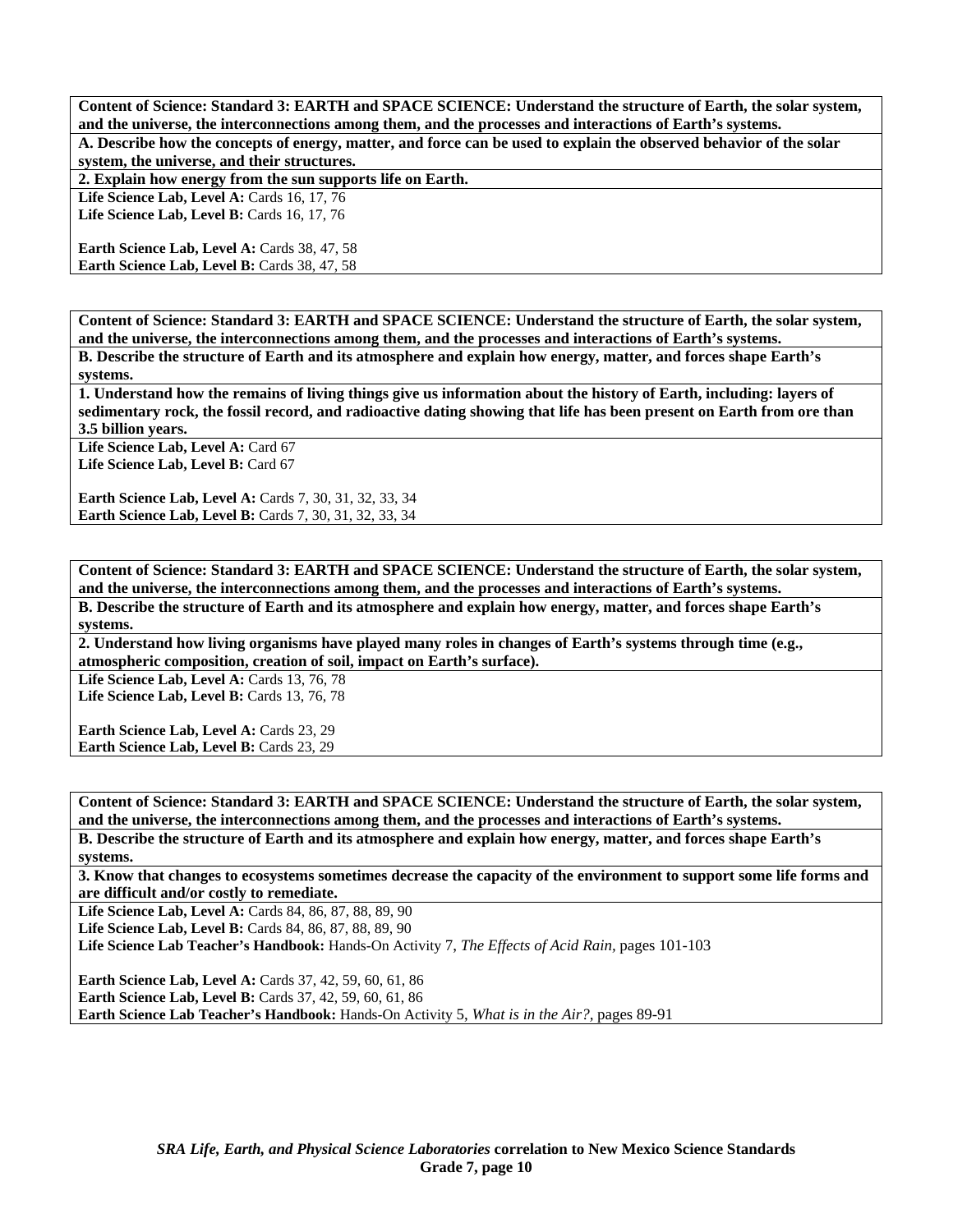**Content of Science: Standard 3: EARTH and SPACE SCIENCE: Understand the structure of Earth, the solar system, and the universe, the interconnections among them, and the processes and interactions of Earth's systems.**

**A. Describe how the concepts of energy, matter, and force can be used to explain the observed behavior of the solar system, the universe, and their structures.**

**2. Explain how energy from the sun supports life on Earth.**

**Life Science Lab, Level A:** Cards 16, 17, 76
**Life Science Lab, Level B:** Cards 16, 17, 76

**Earth Science Lab, Level A:** Cards 38, 47, 58
**Earth Science Lab, Level B:** Cards 38, 47, 58

---

**Content of Science: Standard 3: EARTH and SPACE SCIENCE: Understand the structure of Earth, the solar system, and the universe, the interconnections among them, and the processes and interactions of Earth's systems.**

**B. Describe the structure of Earth and its atmosphere and explain how energy, matter, and forces shape Earth's systems.**

**1. Understand how the remains of living things give us information about the history of Earth, including: layers of sedimentary rock, the fossil record, and radioactive dating showing that life has been present on Earth from ore than 3.5 billion years.**

**Life Science Lab, Level A:** Card 67
**Life Science Lab, Level B:** Card 67

**Earth Science Lab, Level A:** Cards 7, 30, 31, 32, 33, 34
**Earth Science Lab, Level B:** Cards 7, 30, 31, 32, 33, 34

---

**Content of Science: Standard 3: EARTH and SPACE SCIENCE: Understand the structure of Earth, the solar system, and the universe, the interconnections among them, and the processes and interactions of Earth's systems.**

**B. Describe the structure of Earth and its atmosphere and explain how energy, matter, and forces shape Earth's systems.**

**2. Understand how living organisms have played many roles in changes of Earth's systems through time (e.g., atmospheric composition, creation of soil, impact on Earth's surface).**

**Life Science Lab, Level A:** Cards 13, 76, 78
**Life Science Lab, Level B:** Cards 13, 76, 78

**Earth Science Lab, Level A:** Cards 23, 29
**Earth Science Lab, Level B:** Cards 23, 29

---

**Content of Science: Standard 3: EARTH and SPACE SCIENCE: Understand the structure of Earth, the solar system, and the universe, the interconnections among them, and the processes and interactions of Earth's systems.**

**B. Describe the structure of Earth and its atmosphere and explain how energy, matter, and forces shape Earth's systems.**

**3. Know that changes to ecosystems sometimes decrease the capacity of the environment to support some life forms and are difficult and/or costly to remediate.**

**Life Science Lab, Level A:** Cards 84, 86, 87, 88, 89, 90
**Life Science Lab, Level B:** Cards 84, 86, 87, 88, 89, 90
**Life Science Lab Teacher's Handbook:** Hands-On Activity 7, *The Effects of Acid Rain,* pages 101-103

**Earth Science Lab, Level A:** Cards 37, 42, 59, 60, 61, 86
**Earth Science Lab, Level B:** Cards 37, 42, 59, 60, 61, 86
**Earth Science Lab Teacher's Handbook:** Hands-On Activity 5, *What is in the Air?,* pages 89-91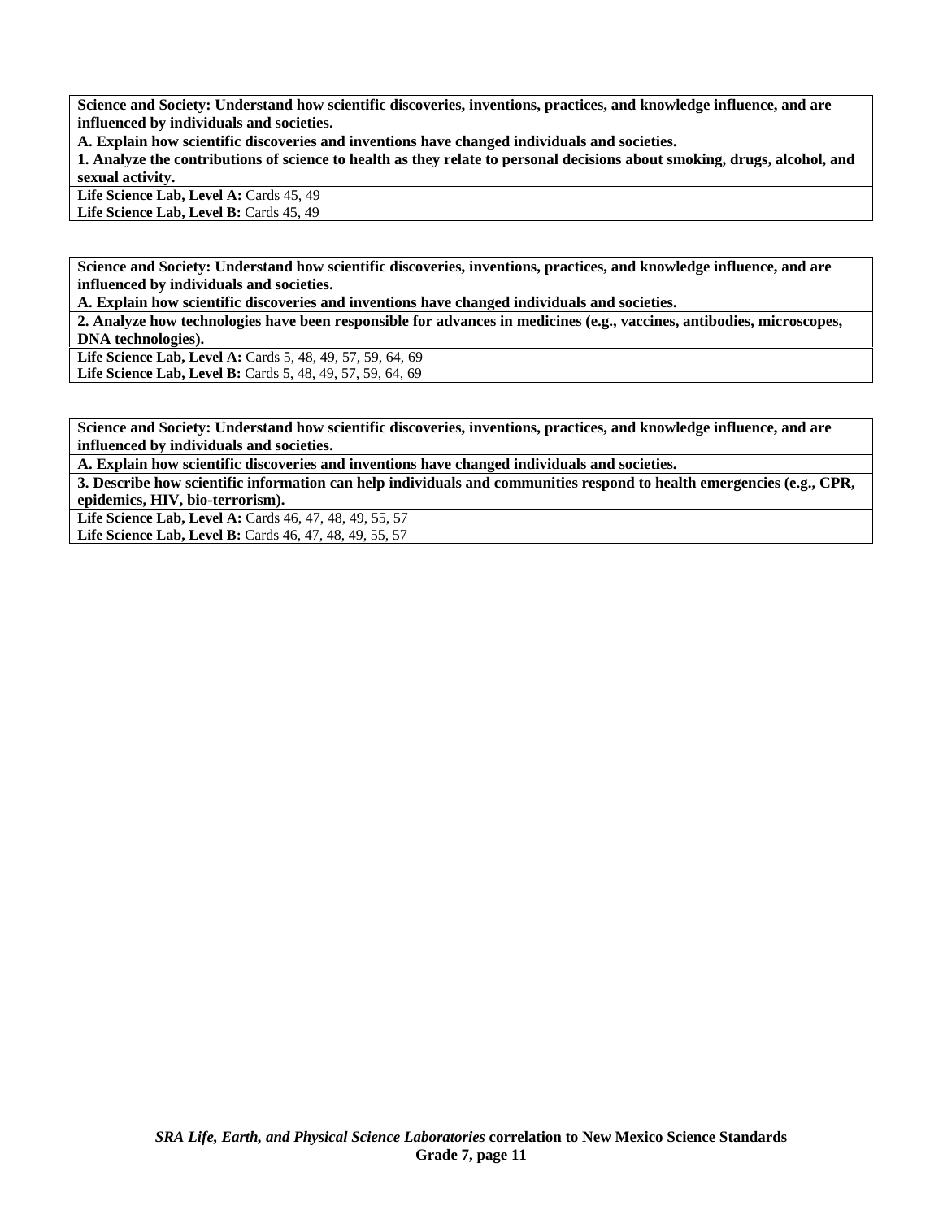**Science and Society: Understand how scientific discoveries, inventions, practices, and knowledge influence, and are influenced by individuals and societies.**

**A. Explain how scientific discoveries and inventions have changed individuals and societies.**

**1. Analyze the contributions of science to health as they relate to personal decisions about smoking, drugs, alcohol, and sexual activity.**

**Life Science Lab, Level A:** Cards 45, 49
**Life Science Lab, Level B:** Cards 45, 49

**Science and Society: Understand how scientific discoveries, inventions, practices, and knowledge influence, and are influenced by individuals and societies.**

**A. Explain how scientific discoveries and inventions have changed individuals and societies.**

**2. Analyze how technologies have been responsible for advances in medicines (e.g., vaccines, antibodies, microscopes, DNA technologies).**

**Life Science Lab, Level A:** Cards 5, 48, 49, 57, 59, 64, 69
**Life Science Lab, Level B:** Cards 5, 48, 49, 57, 59, 64, 69

**Science and Society: Understand how scientific discoveries, inventions, practices, and knowledge influence, and are influenced by individuals and societies.**

**A. Explain how scientific discoveries and inventions have changed individuals and societies.**

**3. Describe how scientific information can help individuals and communities respond to health emergencies (e.g., CPR, epidemics, HIV, bio-terrorism).**

**Life Science Lab, Level A:** Cards 46, 47, 48, 49, 55, 57
**Life Science Lab, Level B:** Cards 46, 47, 48, 49, 55, 57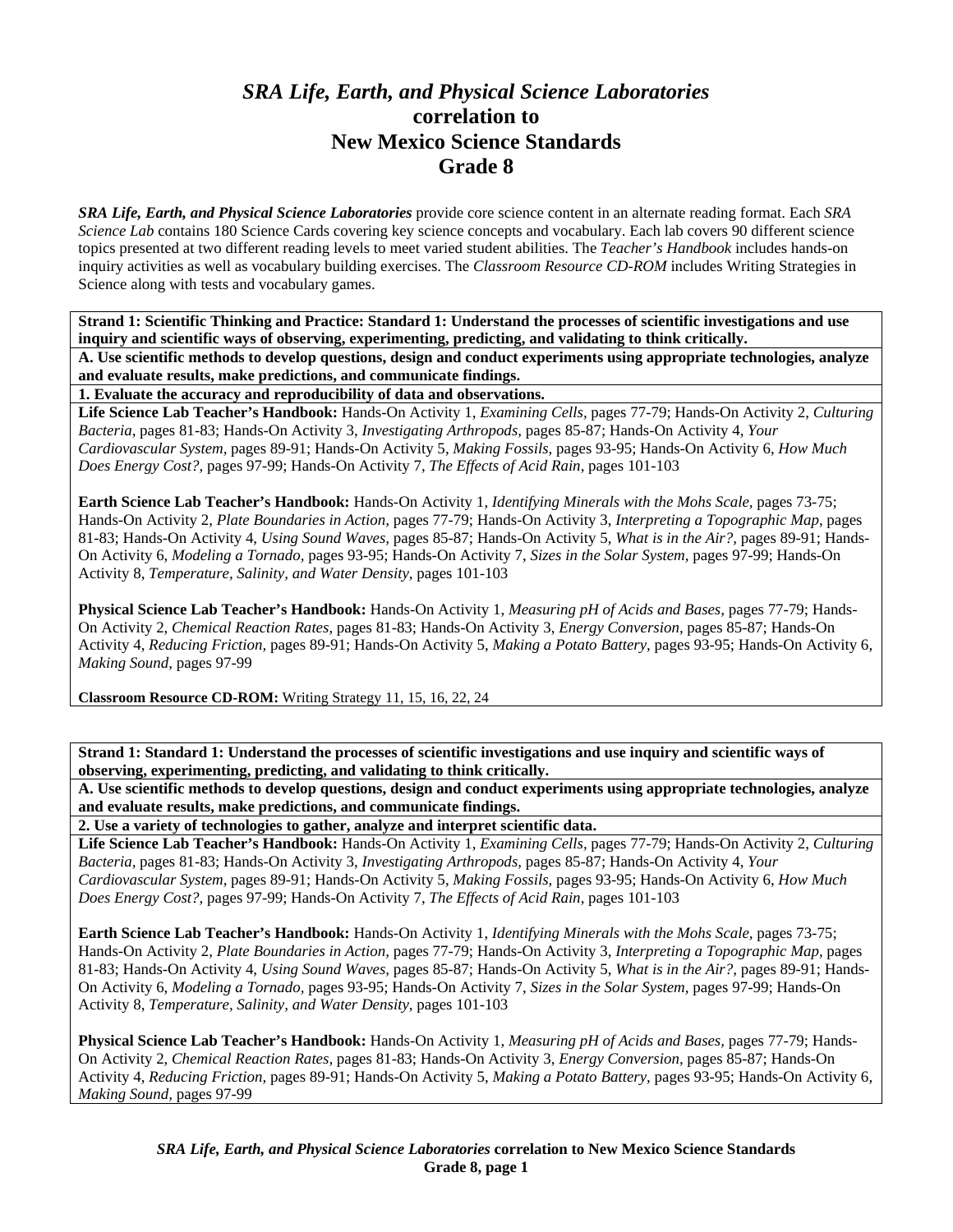# *SRA Life, Earth, and Physical Science Laboratories*
# correlation to
# New Mexico Science Standards
# Grade 8

***SRA Life, Earth, and Physical Science Laboratories*** provide core science content in an alternate reading format. Each *SRA Science Lab* contains 180 Science Cards covering key science concepts and vocabulary. Each lab covers 90 different science topics presented at two different reading levels to meet varied student abilities. The *Teacher's Handbook* includes hands-on inquiry activities as well as vocabulary building exercises. The *Classroom Resource CD-ROM* includes Writing Strategies in Science along with tests and vocabulary games.

**Strand 1: Scientific Thinking and Practice: Standard 1: Understand the processes of scientific investigations and use inquiry and scientific ways of observing, experimenting, predicting, and validating to think critically.**

**A. Use scientific methods to develop questions, design and conduct experiments using appropriate technologies, analyze and evaluate results, make predictions, and communicate findings.**

**1. Evaluate the accuracy and reproducibility of data and observations.**

**Life Science Lab Teacher's Handbook:** Hands-On Activity 1, *Examining Cells*, pages 77-79; Hands-On Activity 2, *Culturing Bacteria*, pages 81-83; Hands-On Activity 3, *Investigating Arthropods,* pages 85-87; Hands-On Activity 4, *Your Cardiovascular System,* pages 89-91; Hands-On Activity 5, *Making Fossils,* pages 93-95; Hands-On Activity 6, *How Much Does Energy Cost?,* pages 97-99; Hands-On Activity 7, *The Effects of Acid Rain,* pages 101-103

**Earth Science Lab Teacher's Handbook:** Hands-On Activity 1, *Identifying Minerals with the Mohs Scale,* pages 73-75; Hands-On Activity 2, *Plate Boundaries in Action,* pages 77-79; Hands-On Activity 3, *Interpreting a Topographic Map,* pages 81-83; Hands-On Activity 4, *Using Sound Waves,* pages 85-87; Hands-On Activity 5, *What is in the Air?,* pages 89-91; Hands-On Activity 6, *Modeling a Tornado,* pages 93-95; Hands-On Activity 7, *Sizes in the Solar System,* pages 97-99; Hands-On Activity 8, *Temperature, Salinity, and Water Density,* pages 101-103

**Physical Science Lab Teacher's Handbook:** Hands-On Activity 1, *Measuring pH of Acids and Bases,* pages 77-79; Hands-On Activity 2, *Chemical Reaction Rates,* pages 81-83; Hands-On Activity 3, *Energy Conversion,* pages 85-87; Hands-On Activity 4, *Reducing Friction,* pages 89-91; Hands-On Activity 5, *Making a Potato Battery,* pages 93-95; Hands-On Activity 6, *Making Sound,* pages 97-99

**Classroom Resource CD-ROM:** Writing Strategy 11, 15, 16, 22, 24

**Strand 1: Standard 1: Understand the processes of scientific investigations and use inquiry and scientific ways of observing, experimenting, predicting, and validating to think critically.**

**A. Use scientific methods to develop questions, design and conduct experiments using appropriate technologies, analyze and evaluate results, make predictions, and communicate findings.**

**2. Use a variety of technologies to gather, analyze and interpret scientific data.**

**Life Science Lab Teacher's Handbook:** Hands-On Activity 1, *Examining Cells,* pages 77-79; Hands-On Activity 2, *Culturing Bacteria,* pages 81-83; Hands-On Activity 3, *Investigating Arthropods,* pages 85-87; Hands-On Activity 4, *Your Cardiovascular System,* pages 89-91; Hands-On Activity 5, *Making Fossils,* pages 93-95; Hands-On Activity 6, *How Much Does Energy Cost?,* pages 97-99; Hands-On Activity 7, *The Effects of Acid Rain,* pages 101-103

**Earth Science Lab Teacher's Handbook:** Hands-On Activity 1, *Identifying Minerals with the Mohs Scale,* pages 73-75; Hands-On Activity 2, *Plate Boundaries in Action,* pages 77-79; Hands-On Activity 3, *Interpreting a Topographic Map,* pages 81-83; Hands-On Activity 4, *Using Sound Waves,* pages 85-87; Hands-On Activity 5, *What is in the Air?,* pages 89-91; Hands-On Activity 6, *Modeling a Tornado,* pages 93-95; Hands-On Activity 7, *Sizes in the Solar System,* pages 97-99; Hands-On Activity 8, *Temperature, Salinity, and Water Density,* pages 101-103

**Physical Science Lab Teacher's Handbook:** Hands-On Activity 1, *Measuring pH of Acids and Bases,* pages 77-79; Hands-On Activity 2, *Chemical Reaction Rates,* pages 81-83; Hands-On Activity 3, *Energy Conversion,* pages 85-87; Hands-On Activity 4, *Reducing Friction,* pages 89-91; Hands-On Activity 5, *Making a Potato Battery,* pages 93-95; Hands-On Activity 6, *Making Sound,* pages 97-99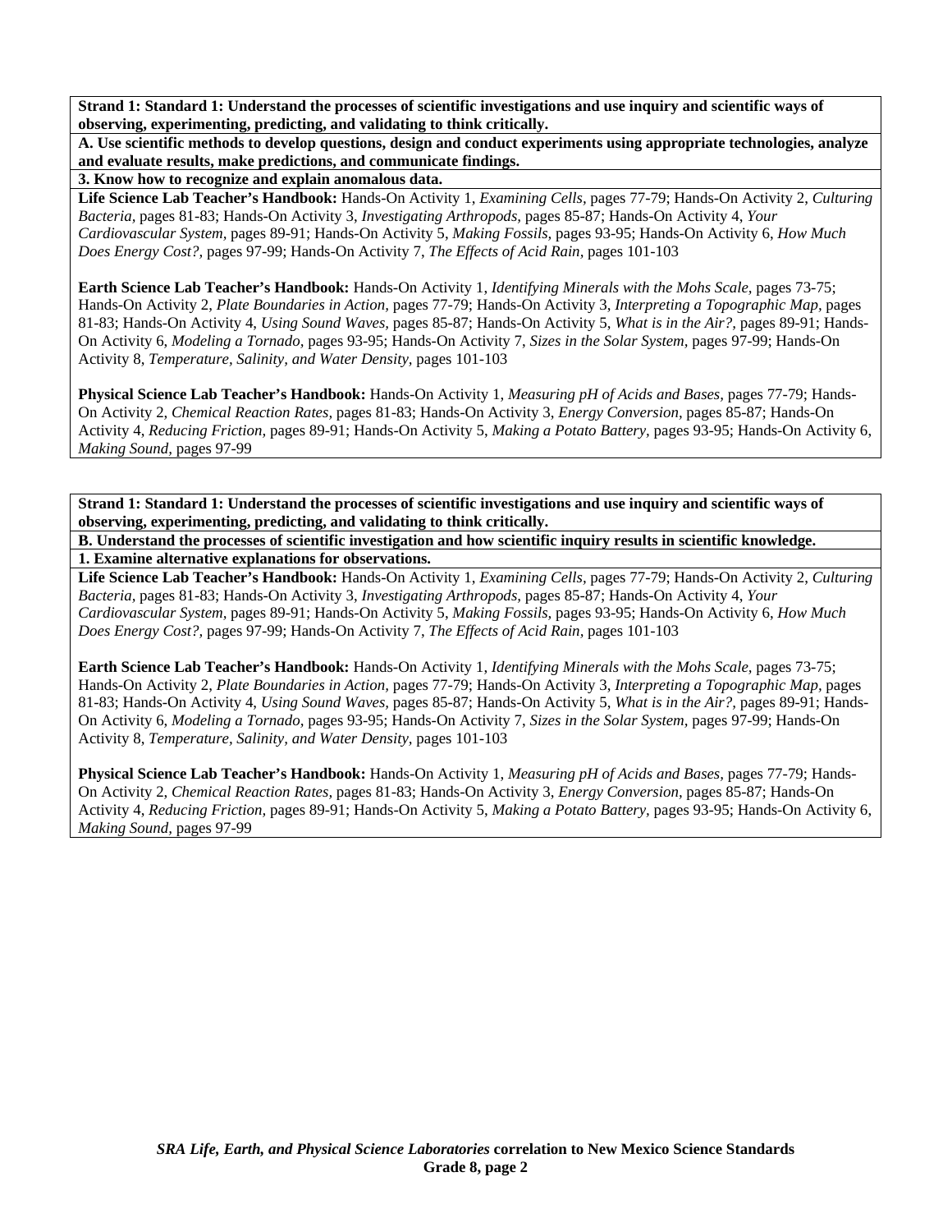**Strand 1: Standard 1: Understand the processes of scientific investigations and use inquiry and scientific ways of observing, experimenting, predicting, and validating to think critically.**

**A. Use scientific methods to develop questions, design and conduct experiments using appropriate technologies, analyze and evaluate results, make predictions, and communicate findings.**

**3. Know how to recognize and explain anomalous data.**

**Life Science Lab Teacher's Handbook:** Hands-On Activity 1, *Examining Cells,* pages 77-79; Hands-On Activity 2, *Culturing Bacteria,* pages 81-83; Hands-On Activity 3, *Investigating Arthropods,* pages 85-87; Hands-On Activity 4, *Your Cardiovascular System,* pages 89-91; Hands-On Activity 5, *Making Fossils,* pages 93-95; Hands-On Activity 6, *How Much Does Energy Cost?,* pages 97-99; Hands-On Activity 7, *The Effects of Acid Rain,* pages 101-103

**Earth Science Lab Teacher's Handbook:** Hands-On Activity 1, *Identifying Minerals with the Mohs Scale,* pages 73-75; Hands-On Activity 2, *Plate Boundaries in Action,* pages 77-79; Hands-On Activity 3, *Interpreting a Topographic Map,* pages 81-83; Hands-On Activity 4, *Using Sound Waves,* pages 85-87; Hands-On Activity 5, *What is in the Air?,* pages 89-91; Hands-On Activity 6, *Modeling a Tornado,* pages 93-95; Hands-On Activity 7, *Sizes in the Solar System,* pages 97-99; Hands-On Activity 8, *Temperature, Salinity, and Water Density,* pages 101-103

**Physical Science Lab Teacher's Handbook:** Hands-On Activity 1, *Measuring pH of Acids and Bases,* pages 77-79; Hands-On Activity 2, *Chemical Reaction Rates,* pages 81-83; Hands-On Activity 3, *Energy Conversion,* pages 85-87; Hands-On Activity 4, *Reducing Friction,* pages 89-91; Hands-On Activity 5, *Making a Potato Battery,* pages 93-95; Hands-On Activity 6, *Making Sound,* pages 97-99

**Strand 1: Standard 1: Understand the processes of scientific investigations and use inquiry and scientific ways of observing, experimenting, predicting, and validating to think critically.**

**B. Understand the processes of scientific investigation and how scientific inquiry results in scientific knowledge.**

**1. Examine alternative explanations for observations.**

**Life Science Lab Teacher's Handbook:** Hands-On Activity 1, *Examining Cells,* pages 77-79; Hands-On Activity 2, *Culturing Bacteria,* pages 81-83; Hands-On Activity 3, *Investigating Arthropods,* pages 85-87; Hands-On Activity 4, *Your Cardiovascular System,* pages 89-91; Hands-On Activity 5, *Making Fossils,* pages 93-95; Hands-On Activity 6, *How Much Does Energy Cost?,* pages 97-99; Hands-On Activity 7, *The Effects of Acid Rain,* pages 101-103

**Earth Science Lab Teacher's Handbook:** Hands-On Activity 1, *Identifying Minerals with the Mohs Scale,* pages 73-75; Hands-On Activity 2, *Plate Boundaries in Action,* pages 77-79; Hands-On Activity 3, *Interpreting a Topographic Map,* pages 81-83; Hands-On Activity 4, *Using Sound Waves,* pages 85-87; Hands-On Activity 5, *What is in the Air?,* pages 89-91; Hands-On Activity 6, *Modeling a Tornado,* pages 93-95; Hands-On Activity 7, *Sizes in the Solar System,* pages 97-99; Hands-On Activity 8, *Temperature, Salinity, and Water Density,* pages 101-103

**Physical Science Lab Teacher's Handbook:** Hands-On Activity 1, *Measuring pH of Acids and Bases,* pages 77-79; Hands-On Activity 2, *Chemical Reaction Rates,* pages 81-83; Hands-On Activity 3, *Energy Conversion,* pages 85-87; Hands-On Activity 4, *Reducing Friction,* pages 89-91; Hands-On Activity 5, *Making a Potato Battery,* pages 93-95; Hands-On Activity 6, *Making Sound,* pages 97-99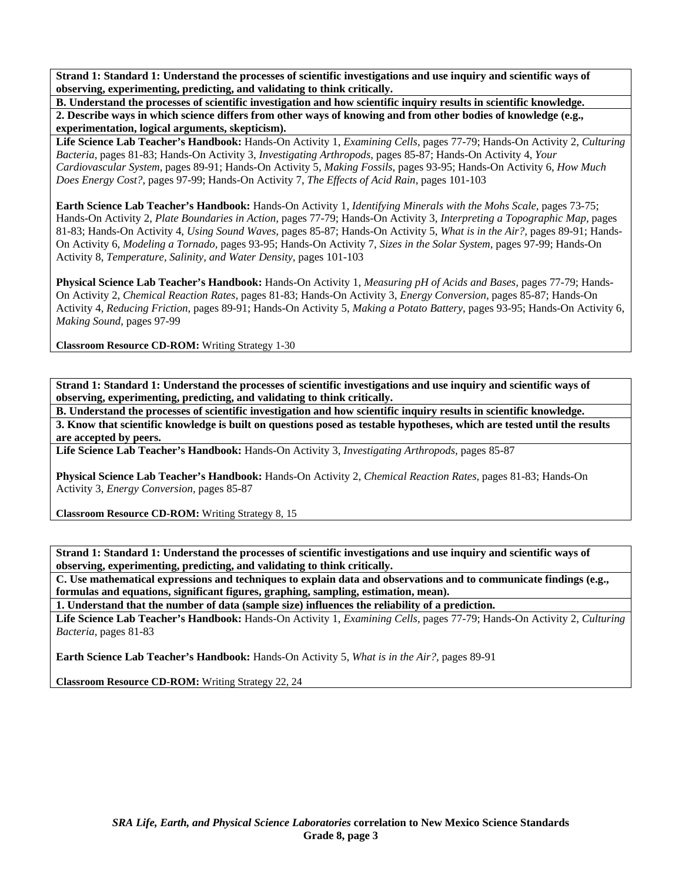**Strand 1: Standard 1: Understand the processes of scientific investigations and use inquiry and scientific ways of observing, experimenting, predicting, and validating to think critically.**

**B. Understand the processes of scientific investigation and how scientific inquiry results in scientific knowledge.**

**2. Describe ways in which science differs from other ways of knowing and from other bodies of knowledge (e.g., experimentation, logical arguments, skepticism).**

**Life Science Lab Teacher's Handbook:** Hands-On Activity 1, *Examining Cells,* pages 77-79; Hands-On Activity 2, *Culturing Bacteria,* pages 81-83; Hands-On Activity 3, *Investigating Arthropods,* pages 85-87; Hands-On Activity 4, *Your Cardiovascular System,* pages 89-91; Hands-On Activity 5, *Making Fossils,* pages 93-95; Hands-On Activity 6, *How Much Does Energy Cost?,* pages 97-99; Hands-On Activity 7, *The Effects of Acid Rain,* pages 101-103

**Earth Science Lab Teacher's Handbook:** Hands-On Activity 1, *Identifying Minerals with the Mohs Scale,* pages 73-75; Hands-On Activity 2, *Plate Boundaries in Action,* pages 77-79; Hands-On Activity 3, *Interpreting a Topographic Map,* pages 81-83; Hands-On Activity 4, *Using Sound Waves,* pages 85-87; Hands-On Activity 5, *What is in the Air?,* pages 89-91; Hands-On Activity 6, *Modeling a Tornado,* pages 93-95; Hands-On Activity 7, *Sizes in the Solar System,* pages 97-99; Hands-On Activity 8, *Temperature, Salinity, and Water Density,* pages 101-103

**Physical Science Lab Teacher's Handbook:** Hands-On Activity 1, *Measuring pH of Acids and Bases,* pages 77-79; Hands-On Activity 2, *Chemical Reaction Rates,* pages 81-83; Hands-On Activity 3, *Energy Conversion,* pages 85-87; Hands-On Activity 4, *Reducing Friction,* pages 89-91; Hands-On Activity 5, *Making a Potato Battery,* pages 93-95; Hands-On Activity 6, *Making Sound,* pages 97-99

**Classroom Resource CD-ROM:** Writing Strategy 1-30

**Strand 1: Standard 1: Understand the processes of scientific investigations and use inquiry and scientific ways of observing, experimenting, predicting, and validating to think critically.**

**B. Understand the processes of scientific investigation and how scientific inquiry results in scientific knowledge.**

**3. Know that scientific knowledge is built on questions posed as testable hypotheses, which are tested until the results are accepted by peers.**

**Life Science Lab Teacher's Handbook:** Hands-On Activity 3, *Investigating Arthropods,* pages 85-87

**Physical Science Lab Teacher's Handbook:** Hands-On Activity 2, *Chemical Reaction Rates,* pages 81-83; Hands-On Activity 3, *Energy Conversion,* pages 85-87

**Classroom Resource CD-ROM:** Writing Strategy 8, 15

**Strand 1: Standard 1: Understand the processes of scientific investigations and use inquiry and scientific ways of observing, experimenting, predicting, and validating to think critically.**

**C. Use mathematical expressions and techniques to explain data and observations and to communicate findings (e.g., formulas and equations, significant figures, graphing, sampling, estimation, mean).**

**1. Understand that the number of data (sample size) influences the reliability of a prediction.**

**Life Science Lab Teacher's Handbook:** Hands-On Activity 1, *Examining Cells,* pages 77-79; Hands-On Activity 2, *Culturing Bacteria,* pages 81-83

**Earth Science Lab Teacher's Handbook:** Hands-On Activity 5, *What is in the Air?,* pages 89-91

**Classroom Resource CD-ROM:** Writing Strategy 22, 24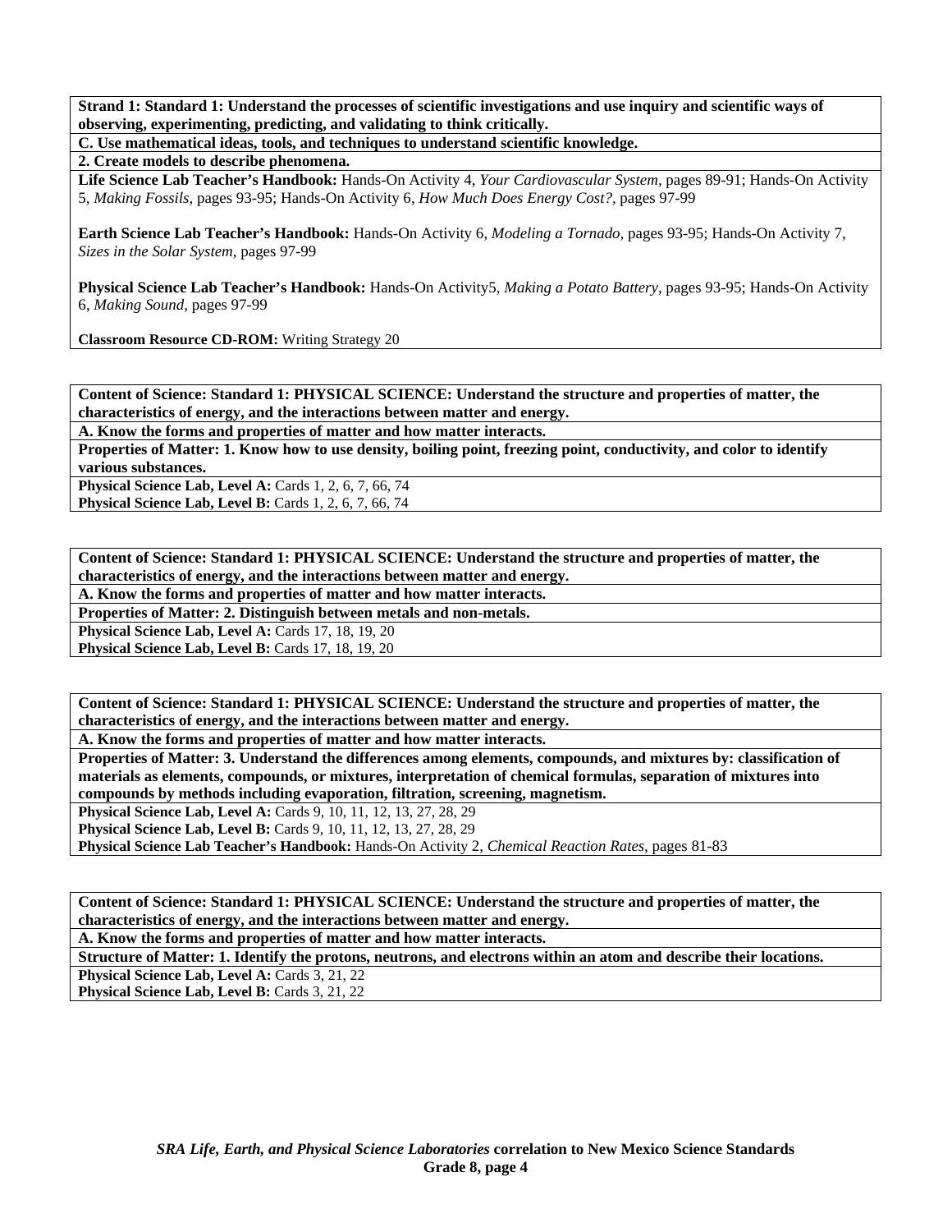**Strand 1: Standard 1: Understand the processes of scientific investigations and use inquiry and scientific ways of observing, experimenting, predicting, and validating to think critically.**

**C. Use mathematical ideas, tools, and techniques to understand scientific knowledge.**

**2. Create models to describe phenomena.**

**Life Science Lab Teacher's Handbook:** Hands-On Activity 4, *Your Cardiovascular System,* pages 89-91; Hands-On Activity 5, *Making Fossils,* pages 93-95; Hands-On Activity 6, *How Much Does Energy Cost?,* pages 97-99

**Earth Science Lab Teacher's Handbook:** Hands-On Activity 6, *Modeling a Tornado,* pages 93-95; Hands-On Activity 7, *Sizes in the Solar System,* pages 97-99

**Physical Science Lab Teacher's Handbook:** Hands-On Activity5, *Making a Potato Battery,* pages 93-95; Hands-On Activity 6, *Making Sound,* pages 97-99

**Classroom Resource CD-ROM:** Writing Strategy 20

---

**Content of Science: Standard 1: PHYSICAL SCIENCE: Understand the structure and properties of matter, the characteristics of energy, and the interactions between matter and energy.**

**A. Know the forms and properties of matter and how matter interacts.**

**Properties of Matter: 1. Know how to use density, boiling point, freezing point, conductivity, and color to identify various substances.**

**Physical Science Lab, Level A:** Cards 1, 2, 6, 7, 66, 74
**Physical Science Lab, Level B:** Cards 1, 2, 6, 7, 66, 74

---

**Content of Science: Standard 1: PHYSICAL SCIENCE: Understand the structure and properties of matter, the characteristics of energy, and the interactions between matter and energy.**

**A. Know the forms and properties of matter and how matter interacts.**

**Properties of Matter: 2. Distinguish between metals and non-metals.**

**Physical Science Lab, Level A:** Cards 17, 18, 19, 20
**Physical Science Lab, Level B:** Cards 17, 18, 19, 20

---

**Content of Science: Standard 1: PHYSICAL SCIENCE: Understand the structure and properties of matter, the characteristics of energy, and the interactions between matter and energy.**

**A. Know the forms and properties of matter and how matter interacts.**

**Properties of Matter: 3. Understand the differences among elements, compounds, and mixtures by: classification of materials as elements, compounds, or mixtures, interpretation of chemical formulas, separation of mixtures into compounds by methods including evaporation, filtration, screening, magnetism.**

**Physical Science Lab, Level A:** Cards 9, 10, 11, 12, 13, 27, 28, 29
**Physical Science Lab, Level B:** Cards 9, 10, 11, 12, 13, 27, 28, 29
**Physical Science Lab Teacher's Handbook:** Hands-On Activity 2, *Chemical Reaction Rates,* pages 81-83

---

**Content of Science: Standard 1: PHYSICAL SCIENCE: Understand the structure and properties of matter, the characteristics of energy, and the interactions between matter and energy.**

**A. Know the forms and properties of matter and how matter interacts.**

**Structure of Matter: 1. Identify the protons, neutrons, and electrons within an atom and describe their locations.**

**Physical Science Lab, Level A:** Cards 3, 21, 22
**Physical Science Lab, Level B:** Cards 3, 21, 22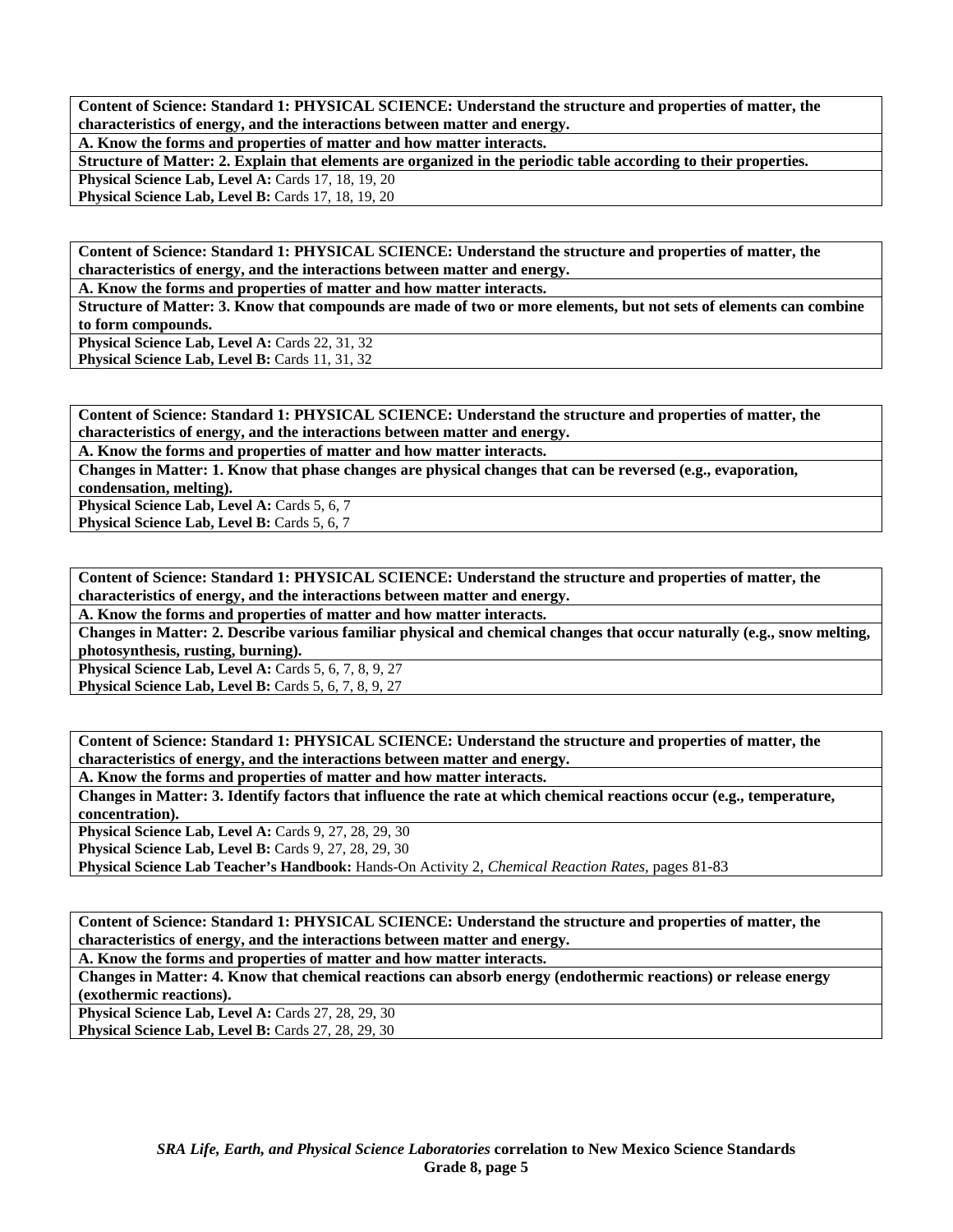**Content of Science: Standard 1: PHYSICAL SCIENCE: Understand the structure and properties of matter, the characteristics of energy, and the interactions between matter and energy.**

**A. Know the forms and properties of matter and how matter interacts.**

**Structure of Matter: 2. Explain that elements are organized in the periodic table according to their properties.**

**Physical Science Lab, Level A:** Cards 17, 18, 19, 20
**Physical Science Lab, Level B:** Cards 17, 18, 19, 20

---

**Content of Science: Standard 1: PHYSICAL SCIENCE: Understand the structure and properties of matter, the characteristics of energy, and the interactions between matter and energy.**

**A. Know the forms and properties of matter and how matter interacts.**

**Structure of Matter: 3. Know that compounds are made of two or more elements, but not sets of elements can combine to form compounds.**

**Physical Science Lab, Level A:** Cards 22, 31, 32
**Physical Science Lab, Level B:** Cards 11, 31, 32

---

**Content of Science: Standard 1: PHYSICAL SCIENCE: Understand the structure and properties of matter, the characteristics of energy, and the interactions between matter and energy.**

**A. Know the forms and properties of matter and how matter interacts.**

**Changes in Matter: 1. Know that phase changes are physical changes that can be reversed (e.g., evaporation, condensation, melting).**

**Physical Science Lab, Level A:** Cards 5, 6, 7
**Physical Science Lab, Level B:** Cards 5, 6, 7

---

**Content of Science: Standard 1: PHYSICAL SCIENCE: Understand the structure and properties of matter, the characteristics of energy, and the interactions between matter and energy.**

**A. Know the forms and properties of matter and how matter interacts.**

**Changes in Matter: 2. Describe various familiar physical and chemical changes that occur naturally (e.g., snow melting, photosynthesis, rusting, burning).**

**Physical Science Lab, Level A:** Cards 5, 6, 7, 8, 9, 27
**Physical Science Lab, Level B:** Cards 5, 6, 7, 8, 9, 27

---

**Content of Science: Standard 1: PHYSICAL SCIENCE: Understand the structure and properties of matter, the characteristics of energy, and the interactions between matter and energy.**

**A. Know the forms and properties of matter and how matter interacts.**

**Changes in Matter: 3. Identify factors that influence the rate at which chemical reactions occur (e.g., temperature, concentration).**

**Physical Science Lab, Level A:** Cards 9, 27, 28, 29, 30
**Physical Science Lab, Level B:** Cards 9, 27, 28, 29, 30
**Physical Science Lab Teacher's Handbook:** Hands-On Activity 2, *Chemical Reaction Rates*, pages 81-83

---

**Content of Science: Standard 1: PHYSICAL SCIENCE: Understand the structure and properties of matter, the characteristics of energy, and the interactions between matter and energy.**

**A. Know the forms and properties of matter and how matter interacts.**

**Changes in Matter: 4. Know that chemical reactions can absorb energy (endothermic reactions) or release energy (exothermic reactions).**

**Physical Science Lab, Level A:** Cards 27, 28, 29, 30
**Physical Science Lab, Level B:** Cards 27, 28, 29, 30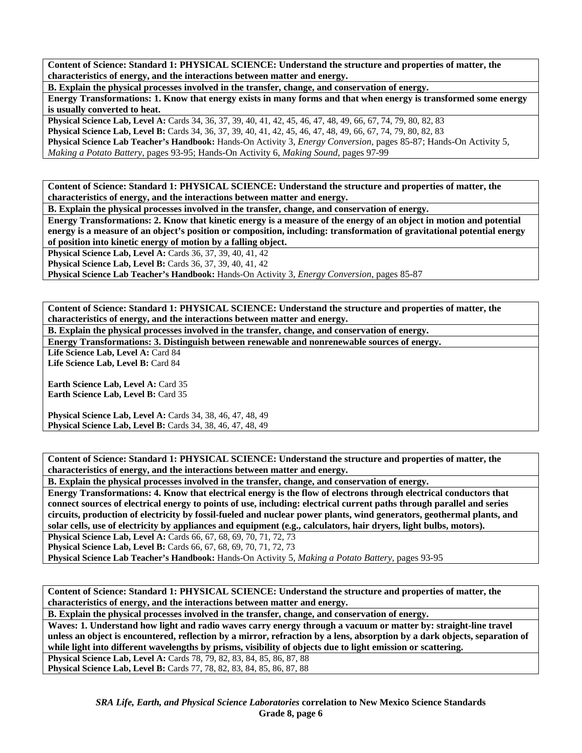**Content of Science: Standard 1: PHYSICAL SCIENCE: Understand the structure and properties of matter, the characteristics of energy, and the interactions between matter and energy.**

**B. Explain the physical processes involved in the transfer, change, and conservation of energy.**

**Energy Transformations: 1. Know that energy exists in many forms and that when energy is transformed some energy is usually converted to heat.**

**Physical Science Lab, Level A:** Cards 34, 36, 37, 39, 40, 41, 42, 45, 46, 47, 48, 49, 66, 67, 74, 79, 80, 82, 83
**Physical Science Lab, Level B:** Cards 34, 36, 37, 39, 40, 41, 42, 45, 46, 47, 48, 49, 66, 67, 74, 79, 80, 82, 83
**Physical Science Lab Teacher's Handbook:** Hands-On Activity 3, *Energy Conversion,* pages 85-87; Hands-On Activity 5, *Making a Potato Battery,* pages 93-95; Hands-On Activity 6, *Making Sound,* pages 97-99

**Content of Science: Standard 1: PHYSICAL SCIENCE: Understand the structure and properties of matter, the characteristics of energy, and the interactions between matter and energy.**

**B. Explain the physical processes involved in the transfer, change, and conservation of energy.**

**Energy Transformations: 2. Know that kinetic energy is a measure of the energy of an object in motion and potential energy is a measure of an object's position or composition, including: transformation of gravitational potential energy of position into kinetic energy of motion by a falling object.**

**Physical Science Lab, Level A:** Cards 36, 37, 39, 40, 41, 42
**Physical Science Lab, Level B:** Cards 36, 37, 39, 40, 41, 42
**Physical Science Lab Teacher's Handbook:** Hands-On Activity 3, *Energy Conversion,* pages 85-87

**Content of Science: Standard 1: PHYSICAL SCIENCE: Understand the structure and properties of matter, the characteristics of energy, and the interactions between matter and energy.**

**B. Explain the physical processes involved in the transfer, change, and conservation of energy.**

**Energy Transformations: 3. Distinguish between renewable and nonrenewable sources of energy.**

**Life Science Lab, Level A:** Card 84
**Life Science Lab, Level B:** Card 84

**Earth Science Lab, Level A:** Card 35
**Earth Science Lab, Level B:** Card 35

**Physical Science Lab, Level A:** Cards 34, 38, 46, 47, 48, 49
**Physical Science Lab, Level B:** Cards 34, 38, 46, 47, 48, 49

**Content of Science: Standard 1: PHYSICAL SCIENCE: Understand the structure and properties of matter, the characteristics of energy, and the interactions between matter and energy.**

**B. Explain the physical processes involved in the transfer, change, and conservation of energy.**

**Energy Transformations: 4. Know that electrical energy is the flow of electrons through electrical conductors that connect sources of electrical energy to points of use, including: electrical current paths through parallel and series circuits, production of electricity by fossil-fueled and nuclear power plants, wind generators, geothermal plants, and solar cells, use of electricity by appliances and equipment (e.g., calculators, hair dryers, light bulbs, motors).**

**Physical Science Lab, Level A:** Cards 66, 67, 68, 69, 70, 71, 72, 73
**Physical Science Lab, Level B:** Cards 66, 67, 68, 69, 70, 71, 72, 73
**Physical Science Lab Teacher's Handbook:** Hands-On Activity 5, *Making a Potato Battery,* pages 93-95

**Content of Science: Standard 1: PHYSICAL SCIENCE: Understand the structure and properties of matter, the characteristics of energy, and the interactions between matter and energy.**

**B. Explain the physical processes involved in the transfer, change, and conservation of energy.**

**Waves: 1. Understand how light and radio waves carry energy through a vacuum or matter by: straight-line travel unless an object is encountered, reflection by a mirror, refraction by a lens, absorption by a dark objects, separation of while light into different wavelengths by prisms, visibility of objects due to light emission or scattering.**

**Physical Science Lab, Level A:** Cards 78, 79, 82, 83, 84, 85, 86, 87, 88
**Physical Science Lab, Level B:** Cards 77, 78, 82, 83, 84, 85, 86, 87, 88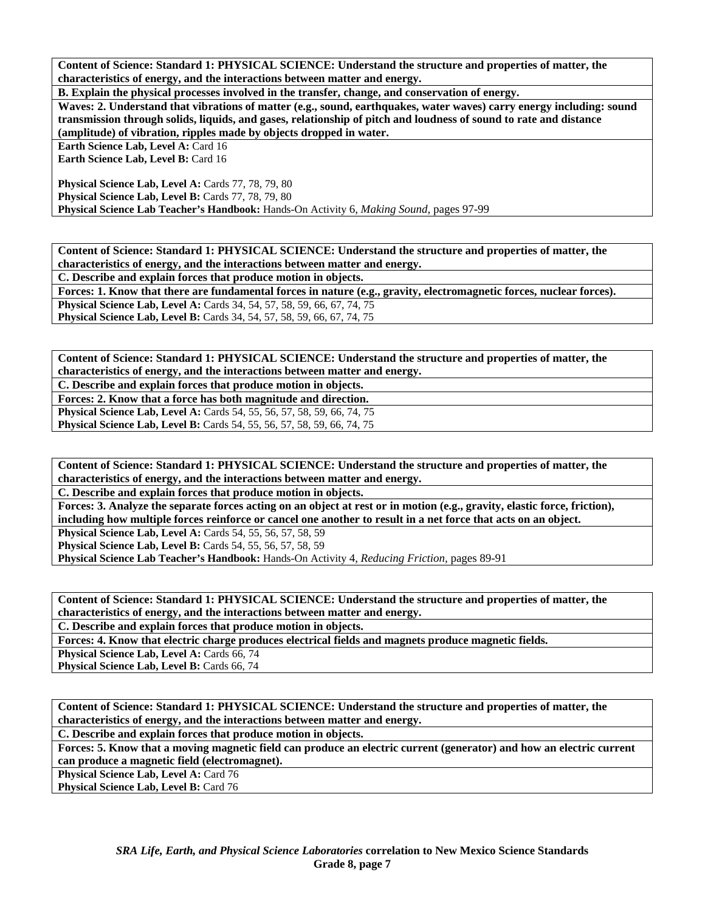**Content of Science: Standard 1: PHYSICAL SCIENCE: Understand the structure and properties of matter, the characteristics of energy, and the interactions between matter and energy.**

**B. Explain the physical processes involved in the transfer, change, and conservation of energy.**

**Waves: 2. Understand that vibrations of matter (e.g., sound, earthquakes, water waves) carry energy including: sound transmission through solids, liquids, and gases, relationship of pitch and loudness of sound to rate and distance (amplitude) of vibration, ripples made by objects dropped in water.**

**Earth Science Lab, Level A:** Card 16
**Earth Science Lab, Level B:** Card 16

**Physical Science Lab, Level A:** Cards 77, 78, 79, 80
**Physical Science Lab, Level B:** Cards 77, 78, 79, 80
**Physical Science Lab Teacher's Handbook:** Hands-On Activity 6, *Making Sound,* pages 97-99

---

**Content of Science: Standard 1: PHYSICAL SCIENCE: Understand the structure and properties of matter, the characteristics of energy, and the interactions between matter and energy.**

**C. Describe and explain forces that produce motion in objects.**

**Forces: 1. Know that there are fundamental forces in nature (e.g., gravity, electromagnetic forces, nuclear forces).**

**Physical Science Lab, Level A:** Cards 34, 54, 57, 58, 59, 66, 67, 74, 75
**Physical Science Lab, Level B:** Cards 34, 54, 57, 58, 59, 66, 67, 74, 75

---

**Content of Science: Standard 1: PHYSICAL SCIENCE: Understand the structure and properties of matter, the characteristics of energy, and the interactions between matter and energy.**

**C. Describe and explain forces that produce motion in objects.**

**Forces: 2. Know that a force has both magnitude and direction.**

**Physical Science Lab, Level A:** Cards 54, 55, 56, 57, 58, 59, 66, 74, 75
**Physical Science Lab, Level B:** Cards 54, 55, 56, 57, 58, 59, 66, 74, 75

---

**Content of Science: Standard 1: PHYSICAL SCIENCE: Understand the structure and properties of matter, the characteristics of energy, and the interactions between matter and energy.**

**C. Describe and explain forces that produce motion in objects.**

**Forces: 3. Analyze the separate forces acting on an object at rest or in motion (e.g., gravity, elastic force, friction), including how multiple forces reinforce or cancel one another to result in a net force that acts on an object.**

**Physical Science Lab, Level A:** Cards 54, 55, 56, 57, 58, 59
**Physical Science Lab, Level B:** Cards 54, 55, 56, 57, 58, 59
**Physical Science Lab Teacher's Handbook:** Hands-On Activity 4, *Reducing Friction,* pages 89-91

---

**Content of Science: Standard 1: PHYSICAL SCIENCE: Understand the structure and properties of matter, the characteristics of energy, and the interactions between matter and energy.**

**C. Describe and explain forces that produce motion in objects.**

**Forces: 4. Know that electric charge produces electrical fields and magnets produce magnetic fields.**

**Physical Science Lab, Level A:** Cards 66, 74
**Physical Science Lab, Level B:** Cards 66, 74

---

**Content of Science: Standard 1: PHYSICAL SCIENCE: Understand the structure and properties of matter, the characteristics of energy, and the interactions between matter and energy.**

**C. Describe and explain forces that produce motion in objects.**

**Forces: 5. Know that a moving magnetic field can produce an electric current (generator) and how an electric current can produce a magnetic field (electromagnet).**

**Physical Science Lab, Level A:** Card 76
**Physical Science Lab, Level B:** Card 76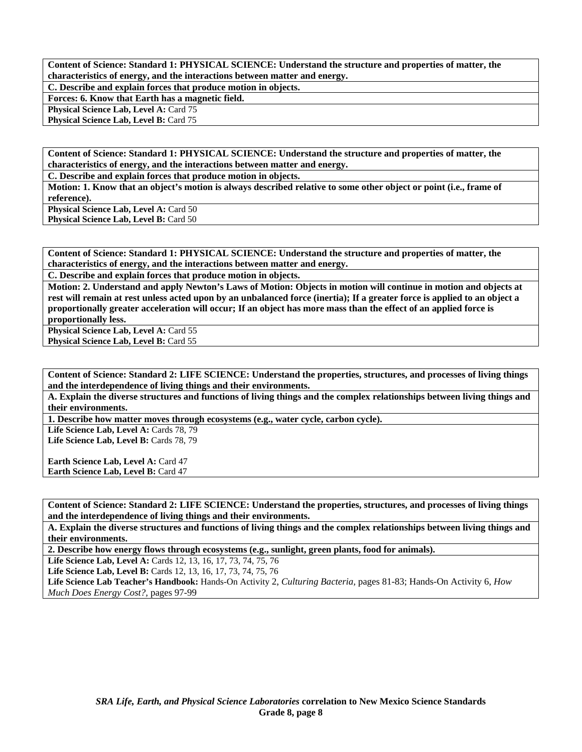**Content of Science: Standard 1: PHYSICAL SCIENCE: Understand the structure and properties of matter, the characteristics of energy, and the interactions between matter and energy.**

**C. Describe and explain forces that produce motion in objects.**

**Forces: 6. Know that Earth has a magnetic field.**

**Physical Science Lab, Level A:** Card 75
**Physical Science Lab, Level B:** Card 75

**Content of Science: Standard 1: PHYSICAL SCIENCE: Understand the structure and properties of matter, the characteristics of energy, and the interactions between matter and energy.**

**C. Describe and explain forces that produce motion in objects.**

**Motion: 1. Know that an object's motion is always described relative to some other object or point (i.e., frame of reference).**

**Physical Science Lab, Level A:** Card 50
**Physical Science Lab, Level B:** Card 50

**Content of Science: Standard 1: PHYSICAL SCIENCE: Understand the structure and properties of matter, the characteristics of energy, and the interactions between matter and energy.**

**C. Describe and explain forces that produce motion in objects.**

**Motion: 2. Understand and apply Newton's Laws of Motion: Objects in motion will continue in motion and objects at rest will remain at rest unless acted upon by an unbalanced force (inertia); If a greater force is applied to an object a proportionally greater acceleration will occur; If an object has more mass than the effect of an applied force is proportionally less.**

**Physical Science Lab, Level A:** Card 55
**Physical Science Lab, Level B:** Card 55

**Content of Science: Standard 2: LIFE SCIENCE: Understand the properties, structures, and processes of living things and the interdependence of living things and their environments.**

**A. Explain the diverse structures and functions of living things and the complex relationships between living things and their environments.**

**1. Describe how matter moves through ecosystems (e.g., water cycle, carbon cycle).**

**Life Science Lab, Level A:** Cards 78, 79
**Life Science Lab, Level B:** Cards 78, 79

**Earth Science Lab, Level A:** Card 47
**Earth Science Lab, Level B:** Card 47

**Content of Science: Standard 2: LIFE SCIENCE: Understand the properties, structures, and processes of living things and the interdependence of living things and their environments.**

**A. Explain the diverse structures and functions of living things and the complex relationships between living things and their environments.**

**2. Describe how energy flows through ecosystems (e.g., sunlight, green plants, food for animals).**

**Life Science Lab, Level A:** Cards 12, 13, 16, 17, 73, 74, 75, 76
**Life Science Lab, Level B:** Cards 12, 13, 16, 17, 73, 74, 75, 76
**Life Science Lab Teacher's Handbook:** Hands-On Activity 2, *Culturing Bacteria,* pages 81-83; Hands-On Activity 6, *How Much Does Energy Cost?,* pages 97-99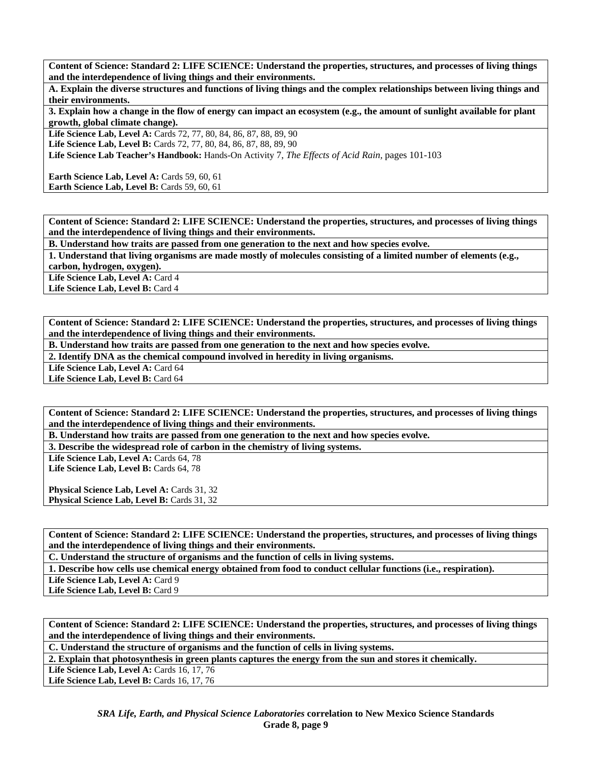**Content of Science: Standard 2: LIFE SCIENCE: Understand the properties, structures, and processes of living things and the interdependence of living things and their environments.**

**A. Explain the diverse structures and functions of living things and the complex relationships between living things and their environments.**

**3. Explain how a change in the flow of energy can impact an ecosystem (e.g., the amount of sunlight available for plant growth, global climate change).**

**Life Science Lab, Level A:** Cards 72, 77, 80, 84, 86, 87, 88, 89, 90
**Life Science Lab, Level B:** Cards 72, 77, 80, 84, 86, 87, 88, 89, 90
**Life Science Lab Teacher's Handbook:** Hands-On Activity 7, *The Effects of Acid Rain,* pages 101-103

**Earth Science Lab, Level A:** Cards 59, 60, 61
**Earth Science Lab, Level B:** Cards 59, 60, 61

---

**Content of Science: Standard 2: LIFE SCIENCE: Understand the properties, structures, and processes of living things and the interdependence of living things and their environments.**

**B. Understand how traits are passed from one generation to the next and how species evolve.**

**1. Understand that living organisms are made mostly of molecules consisting of a limited number of elements (e.g., carbon, hydrogen, oxygen).**

**Life Science Lab, Level A:** Card 4
**Life Science Lab, Level B:** Card 4

---

**Content of Science: Standard 2: LIFE SCIENCE: Understand the properties, structures, and processes of living things and the interdependence of living things and their environments.**

**B. Understand how traits are passed from one generation to the next and how species evolve.**

**2. Identify DNA as the chemical compound involved in heredity in living organisms.**

**Life Science Lab, Level A:** Card 64
**Life Science Lab, Level B:** Card 64

---

**Content of Science: Standard 2: LIFE SCIENCE: Understand the properties, structures, and processes of living things and the interdependence of living things and their environments.**

**B. Understand how traits are passed from one generation to the next and how species evolve.**

**3. Describe the widespread role of carbon in the chemistry of living systems.**

**Life Science Lab, Level A:** Cards 64, 78
**Life Science Lab, Level B:** Cards 64, 78

**Physical Science Lab, Level A:** Cards 31, 32
**Physical Science Lab, Level B:** Cards 31, 32

---

**Content of Science: Standard 2: LIFE SCIENCE: Understand the properties, structures, and processes of living things and the interdependence of living things and their environments.**

**C. Understand the structure of organisms and the function of cells in living systems.**

**1. Describe how cells use chemical energy obtained from food to conduct cellular functions (i.e., respiration).**

**Life Science Lab, Level A:** Card 9
**Life Science Lab, Level B:** Card 9

---

**Content of Science: Standard 2: LIFE SCIENCE: Understand the properties, structures, and processes of living things and the interdependence of living things and their environments.**

**C. Understand the structure of organisms and the function of cells in living systems.**

**2. Explain that photosynthesis in green plants captures the energy from the sun and stores it chemically.**

**Life Science Lab, Level A:** Cards 16, 17, 76
**Life Science Lab, Level B:** Cards 16, 17, 76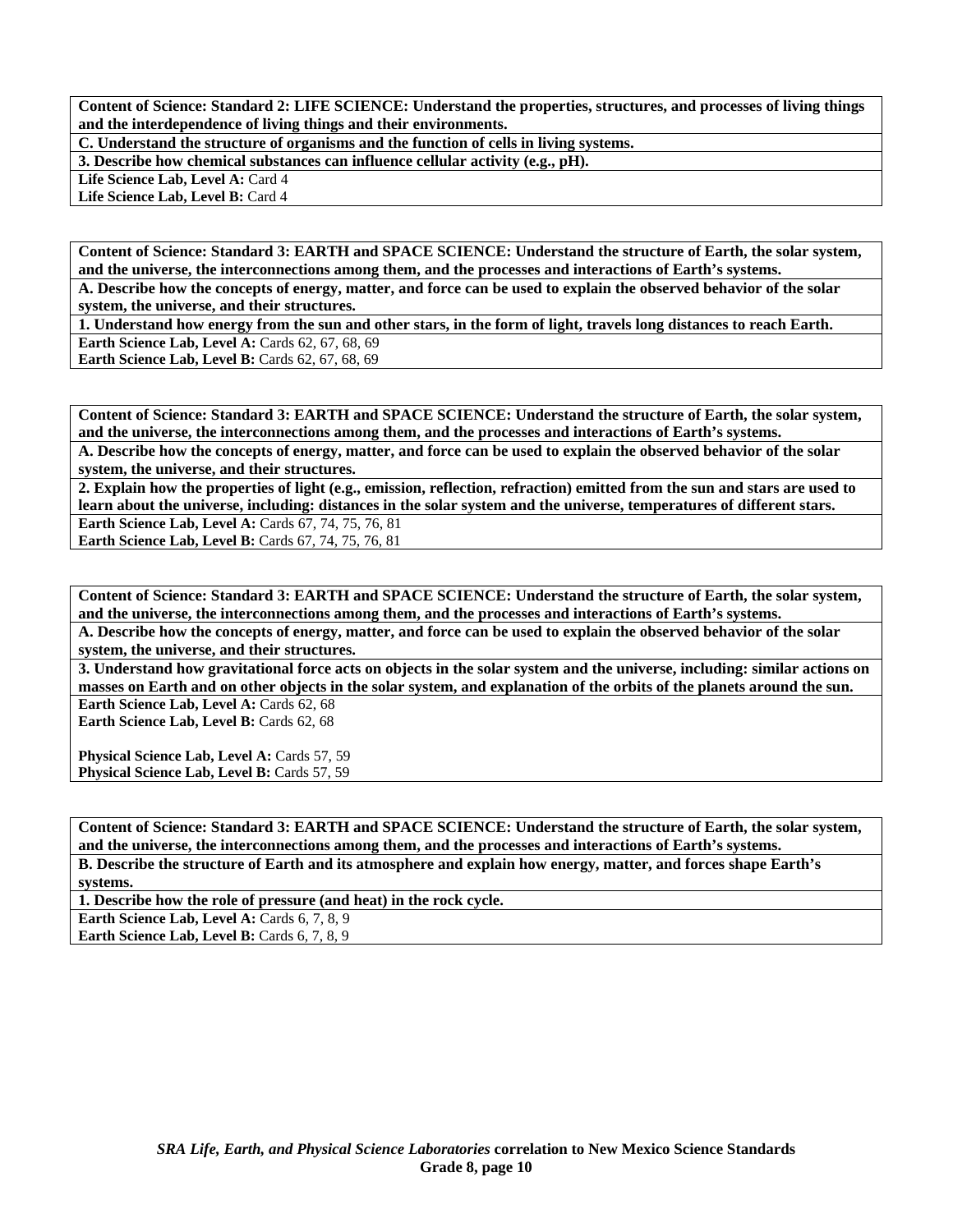**Content of Science: Standard 2: LIFE SCIENCE: Understand the properties, structures, and processes of living things and the interdependence of living things and their environments.**

**C. Understand the structure of organisms and the function of cells in living systems.**

**3. Describe how chemical substances can influence cellular activity (e.g., pH).**

**Life Science Lab, Level A:** Card 4
**Life Science Lab, Level B:** Card 4

**Content of Science: Standard 3: EARTH and SPACE SCIENCE: Understand the structure of Earth, the solar system, and the universe, the interconnections among them, and the processes and interactions of Earth's systems.**

**A. Describe how the concepts of energy, matter, and force can be used to explain the observed behavior of the solar system, the universe, and their structures.**

**1. Understand how energy from the sun and other stars, in the form of light, travels long distances to reach Earth.**

**Earth Science Lab, Level A:** Cards 62, 67, 68, 69
**Earth Science Lab, Level B:** Cards 62, 67, 68, 69

**Content of Science: Standard 3: EARTH and SPACE SCIENCE: Understand the structure of Earth, the solar system, and the universe, the interconnections among them, and the processes and interactions of Earth's systems.**

**A. Describe how the concepts of energy, matter, and force can be used to explain the observed behavior of the solar system, the universe, and their structures.**

**2. Explain how the properties of light (e.g., emission, reflection, refraction) emitted from the sun and stars are used to learn about the universe, including: distances in the solar system and the universe, temperatures of different stars.**

**Earth Science Lab, Level A:** Cards 67, 74, 75, 76, 81
**Earth Science Lab, Level B:** Cards 67, 74, 75, 76, 81

**Content of Science: Standard 3: EARTH and SPACE SCIENCE: Understand the structure of Earth, the solar system, and the universe, the interconnections among them, and the processes and interactions of Earth's systems.**

**A. Describe how the concepts of energy, matter, and force can be used to explain the observed behavior of the solar system, the universe, and their structures.**

**3. Understand how gravitational force acts on objects in the solar system and the universe, including: similar actions on masses on Earth and on other objects in the solar system, and explanation of the orbits of the planets around the sun.**

**Earth Science Lab, Level A:** Cards 62, 68
**Earth Science Lab, Level B:** Cards 62, 68

**Physical Science Lab, Level A:** Cards 57, 59
**Physical Science Lab, Level B:** Cards 57, 59

**Content of Science: Standard 3: EARTH and SPACE SCIENCE: Understand the structure of Earth, the solar system, and the universe, the interconnections among them, and the processes and interactions of Earth's systems.**

**B. Describe the structure of Earth and its atmosphere and explain how energy, matter, and forces shape Earth's systems.**

**1. Describe how the role of pressure (and heat) in the rock cycle.**

**Earth Science Lab, Level A:** Cards 6, 7, 8, 9
**Earth Science Lab, Level B:** Cards 6, 7, 8, 9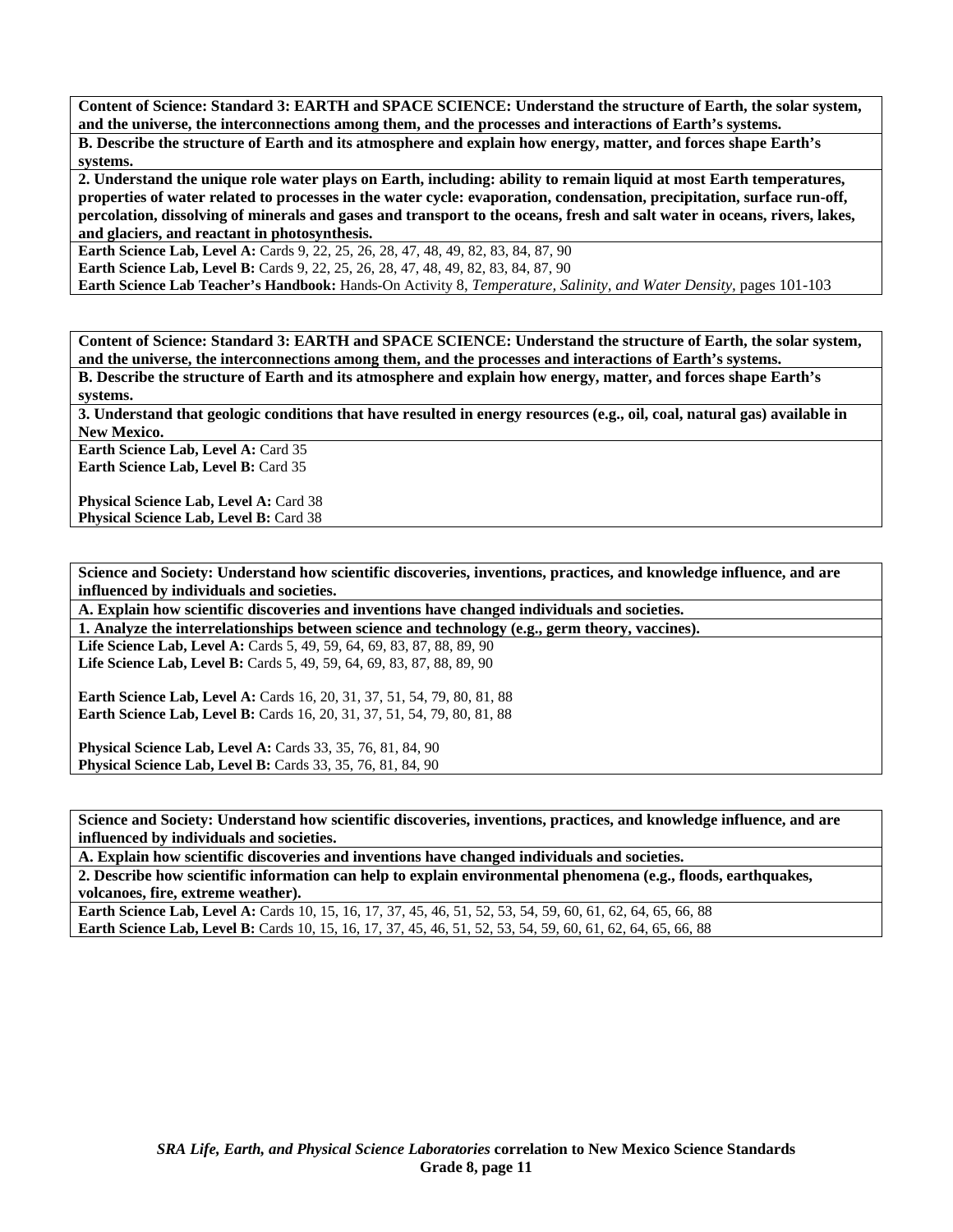**Content of Science: Standard 3: EARTH and SPACE SCIENCE: Understand the structure of Earth, the solar system, and the universe, the interconnections among them, and the processes and interactions of Earth's systems.**

**B. Describe the structure of Earth and its atmosphere and explain how energy, matter, and forces shape Earth's systems.**

**2. Understand the unique role water plays on Earth, including: ability to remain liquid at most Earth temperatures, properties of water related to processes in the water cycle: evaporation, condensation, precipitation, surface run-off, percolation, dissolving of minerals and gases and transport to the oceans, fresh and salt water in oceans, rivers, lakes, and glaciers, and reactant in photosynthesis.**

**Earth Science Lab, Level A:** Cards 9, 22, 25, 26, 28, 47, 48, 49, 82, 83, 84, 87, 90
**Earth Science Lab, Level B:** Cards 9, 22, 25, 26, 28, 47, 48, 49, 82, 83, 84, 87, 90
**Earth Science Lab Teacher's Handbook:** Hands-On Activity 8, *Temperature, Salinity, and Water Density,* pages 101-103

---

**Content of Science: Standard 3: EARTH and SPACE SCIENCE: Understand the structure of Earth, the solar system, and the universe, the interconnections among them, and the processes and interactions of Earth's systems.**

**B. Describe the structure of Earth and its atmosphere and explain how energy, matter, and forces shape Earth's systems.**

**3. Understand that geologic conditions that have resulted in energy resources (e.g., oil, coal, natural gas) available in New Mexico.**

**Earth Science Lab, Level A:** Card 35
**Earth Science Lab, Level B:** Card 35

**Physical Science Lab, Level A:** Card 38
**Physical Science Lab, Level B:** Card 38

---

**Science and Society: Understand how scientific discoveries, inventions, practices, and knowledge influence, and are influenced by individuals and societies.**

**A. Explain how scientific discoveries and inventions have changed individuals and societies.**

**1. Analyze the interrelationships between science and technology (e.g., germ theory, vaccines).**

**Life Science Lab, Level A:** Cards 5, 49, 59, 64, 69, 83, 87, 88, 89, 90
**Life Science Lab, Level B:** Cards 5, 49, 59, 64, 69, 83, 87, 88, 89, 90

**Earth Science Lab, Level A:** Cards 16, 20, 31, 37, 51, 54, 79, 80, 81, 88
**Earth Science Lab, Level B:** Cards 16, 20, 31, 37, 51, 54, 79, 80, 81, 88

**Physical Science Lab, Level A:** Cards 33, 35, 76, 81, 84, 90
**Physical Science Lab, Level B:** Cards 33, 35, 76, 81, 84, 90

---

**Science and Society: Understand how scientific discoveries, inventions, practices, and knowledge influence, and are influenced by individuals and societies.**

**A. Explain how scientific discoveries and inventions have changed individuals and societies.**

**2. Describe how scientific information can help to explain environmental phenomena (e.g., floods, earthquakes, volcanoes, fire, extreme weather).**

**Earth Science Lab, Level A:** Cards 10, 15, 16, 17, 37, 45, 46, 51, 52, 53, 54, 59, 60, 61, 62, 64, 65, 66, 88
**Earth Science Lab, Level B:** Cards 10, 15, 16, 17, 37, 45, 46, 51, 52, 53, 54, 59, 60, 61, 62, 64, 65, 66, 88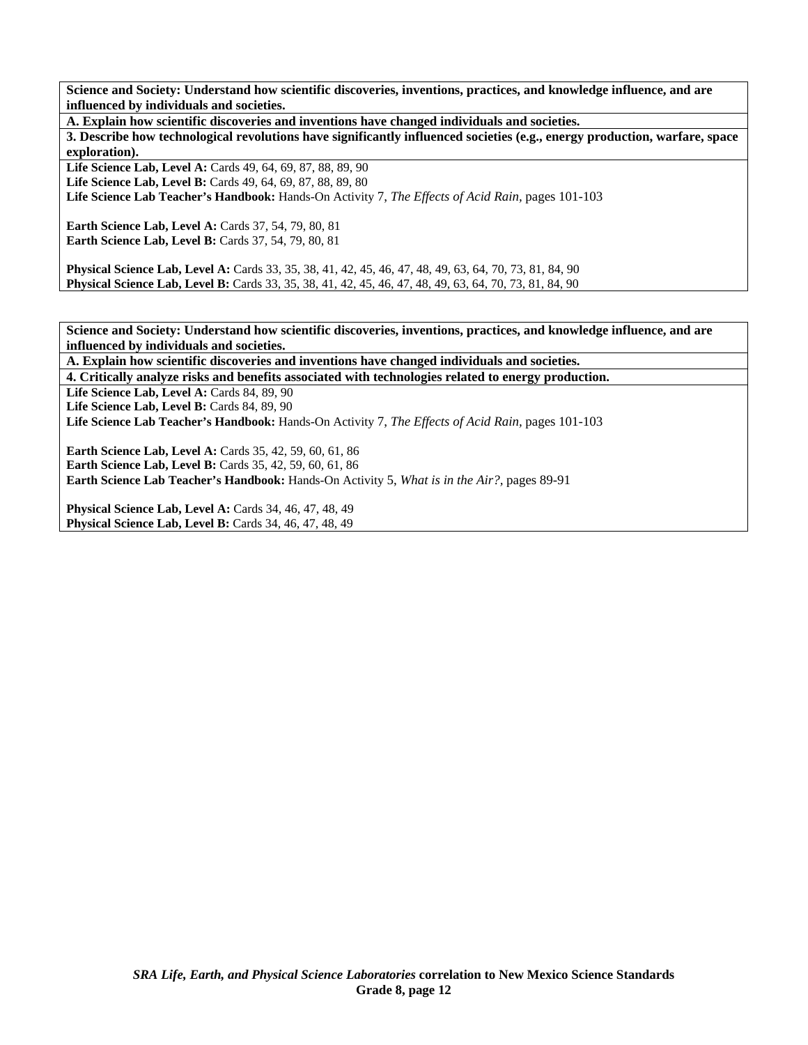**Science and Society: Understand how scientific discoveries, inventions, practices, and knowledge influence, and are influenced by individuals and societies.**

**A. Explain how scientific discoveries and inventions have changed individuals and societies.**

**3. Describe how technological revolutions have significantly influenced societies (e.g., energy production, warfare, space exploration).**

**Life Science Lab, Level A:** Cards 49, 64, 69, 87, 88, 89, 90
**Life Science Lab, Level B:** Cards 49, 64, 69, 87, 88, 89, 80
**Life Science Lab Teacher's Handbook:** Hands-On Activity 7, *The Effects of Acid Rain,* pages 101-103

**Earth Science Lab, Level A:** Cards 37, 54, 79, 80, 81
**Earth Science Lab, Level B:** Cards 37, 54, 79, 80, 81

**Physical Science Lab, Level A:** Cards 33, 35, 38, 41, 42, 45, 46, 47, 48, 49, 63, 64, 70, 73, 81, 84, 90
**Physical Science Lab, Level B:** Cards 33, 35, 38, 41, 42, 45, 46, 47, 48, 49, 63, 64, 70, 73, 81, 84, 90

**Science and Society: Understand how scientific discoveries, inventions, practices, and knowledge influence, and are influenced by individuals and societies.**

**A. Explain how scientific discoveries and inventions have changed individuals and societies.**

**4. Critically analyze risks and benefits associated with technologies related to energy production.**

**Life Science Lab, Level A:** Cards 84, 89, 90
**Life Science Lab, Level B:** Cards 84, 89, 90
**Life Science Lab Teacher's Handbook:** Hands-On Activity 7, *The Effects of Acid Rain,* pages 101-103

**Earth Science Lab, Level A:** Cards 35, 42, 59, 60, 61, 86
**Earth Science Lab, Level B:** Cards 35, 42, 59, 60, 61, 86
**Earth Science Lab Teacher's Handbook:** Hands-On Activity 5, *What is in the Air?,* pages 89-91

**Physical Science Lab, Level A:** Cards 34, 46, 47, 48, 49
**Physical Science Lab, Level B:** Cards 34, 46, 47, 48, 49